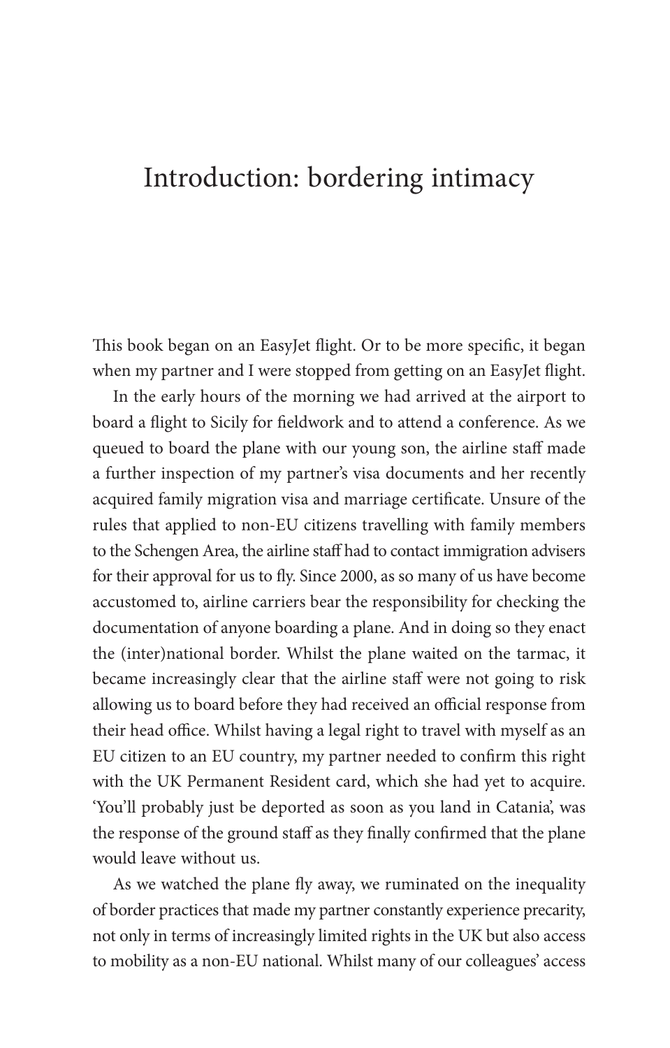# Introduction: bordering intimacy

This book began on an EasyJet flight. Or to be more specific, it began when my partner and I were stopped from getting on an EasyJet flight.

In the early hours of the morning we had arrived at the airport to board a flight to Sicily for fieldwork and to attend a conference. As we queued to board the plane with our young son, the airline staff made a further inspection of my partner's visa documents and her recently acquired family migration visa and marriage certificate. Unsure of the rules that applied to non-EU citizens travelling with family members to the Schengen Area, the airline staff had to contact immigration advisers for their approval for us to fly. Since 2000, as so many of us have become accustomed to, airline carriers bear the responsibility for checking the documentation of anyone boarding a plane. And in doing so they enact the (inter)national border. Whilst the plane waited on the tarmac, it became increasingly clear that the airline staff were not going to risk allowing us to board before they had received an official response from their head office. Whilst having a legal right to travel with myself as an EU citizen to an EU country, my partner needed to confirm this right with the UK Permanent Resident card, which she had yet to acquire. 'You'll probably just be deported as soon as you land in Catania', was the response of the ground staff as they finally confirmed that the plane would leave without us.

As we watched the plane fly away, we ruminated on the inequality of border practices that made my partner constantly experience precarity, not only in terms of increasingly limited rights in the UK but also access to mobility as a non-EU national. Whilst many of our colleagues' access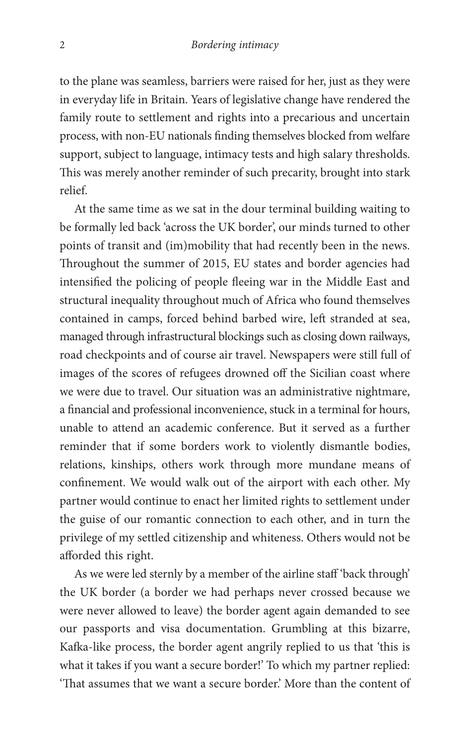to the plane was seamless, barriers were raised for her, just as they were in everyday life in Britain. Years of legislative change have rendered the family route to settlement and rights into a precarious and uncertain process, with non-EU nationals finding themselves blocked from welfare support, subject to language, intimacy tests and high salary thresholds. This was merely another reminder of such precarity, brought into stark relief.

At the same time as we sat in the dour terminal building waiting to be formally led back 'across the UK border', our minds turned to other points of transit and (im)mobility that had recently been in the news. Throughout the summer of 2015, EU states and border agencies had intensified the policing of people fleeing war in the Middle East and structural inequality throughout much of Africa who found themselves contained in camps, forced behind barbed wire, left stranded at sea, managed through infrastructural blockings such as closing down railways, road checkpoints and of course air travel. Newspapers were still full of images of the scores of refugees drowned off the Sicilian coast where we were due to travel. Our situation was an administrative nightmare, a financial and professional inconvenience, stuck in a terminal for hours, unable to attend an academic conference. But it served as a further reminder that if some borders work to violently dismantle bodies, relations, kinships, others work through more mundane means of confinement. We would walk out of the airport with each other. My partner would continue to enact her limited rights to settlement under the guise of our romantic connection to each other, and in turn the privilege of my settled citizenship and whiteness. Others would not be afforded this right.

As we were led sternly by a member of the airline staff 'back through' the UK border (a border we had perhaps never crossed because we were never allowed to leave) the border agent again demanded to see our passports and visa documentation. Grumbling at this bizarre, Kafka-like process, the border agent angrily replied to us that 'this is what it takes if you want a secure border!' To which my partner replied: 'That assumes that we want a secure border.' More than the content of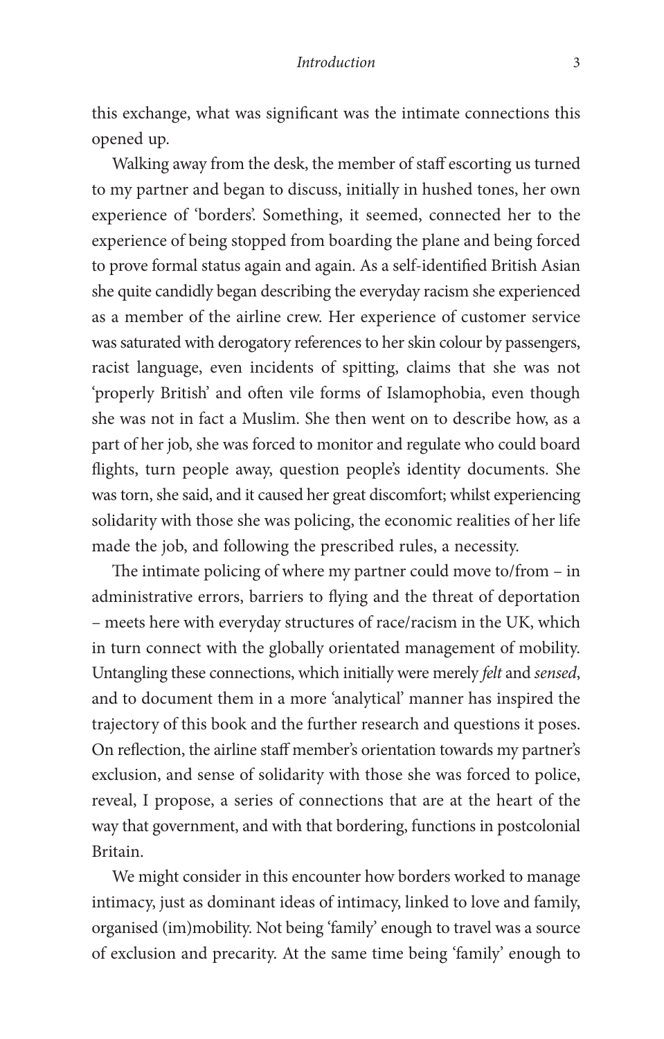this exchange, what was significant was the intimate connections this opened up.

Walking away from the desk, the member of staff escorting us turned to my partner and began to discuss, initially in hushed tones, her own experience of 'borders'. Something, it seemed, connected her to the experience of being stopped from boarding the plane and being forced to prove formal status again and again. As a self-identified British Asian she quite candidly began describing the everyday racism she experienced as a member of the airline crew. Her experience of customer service was saturated with derogatory references to her skin colour by passengers, racist language, even incidents of spitting, claims that she was not 'properly British' and often vile forms of Islamophobia, even though she was not in fact a Muslim. She then went on to describe how, as a part of her job, she was forced to monitor and regulate who could board flights, turn people away, question people's identity documents. She was torn, she said, and it caused her great discomfort; whilst experiencing solidarity with those she was policing, the economic realities of her life made the job, and following the prescribed rules, a necessity.

The intimate policing of where my partner could move to/from – in administrative errors, barriers to flying and the threat of deportation – meets here with everyday structures of race/racism in the UK, which in turn connect with the globally orientated management of mobility. Untangling these connections, which initially were merely *felt* and *sensed*, and to document them in a more 'analytical' manner has inspired the trajectory of this book and the further research and questions it poses. On reflection, the airline staff member's orientation towards my partner's exclusion, and sense of solidarity with those she was forced to police, reveal, I propose, a series of connections that are at the heart of the way that government, and with that bordering, functions in postcolonial Britain.

We might consider in this encounter how borders worked to manage intimacy, just as dominant ideas of intimacy, linked to love and family, organised (im)mobility. Not being 'family' enough to travel was a source of exclusion and precarity. At the same time being 'family' enough to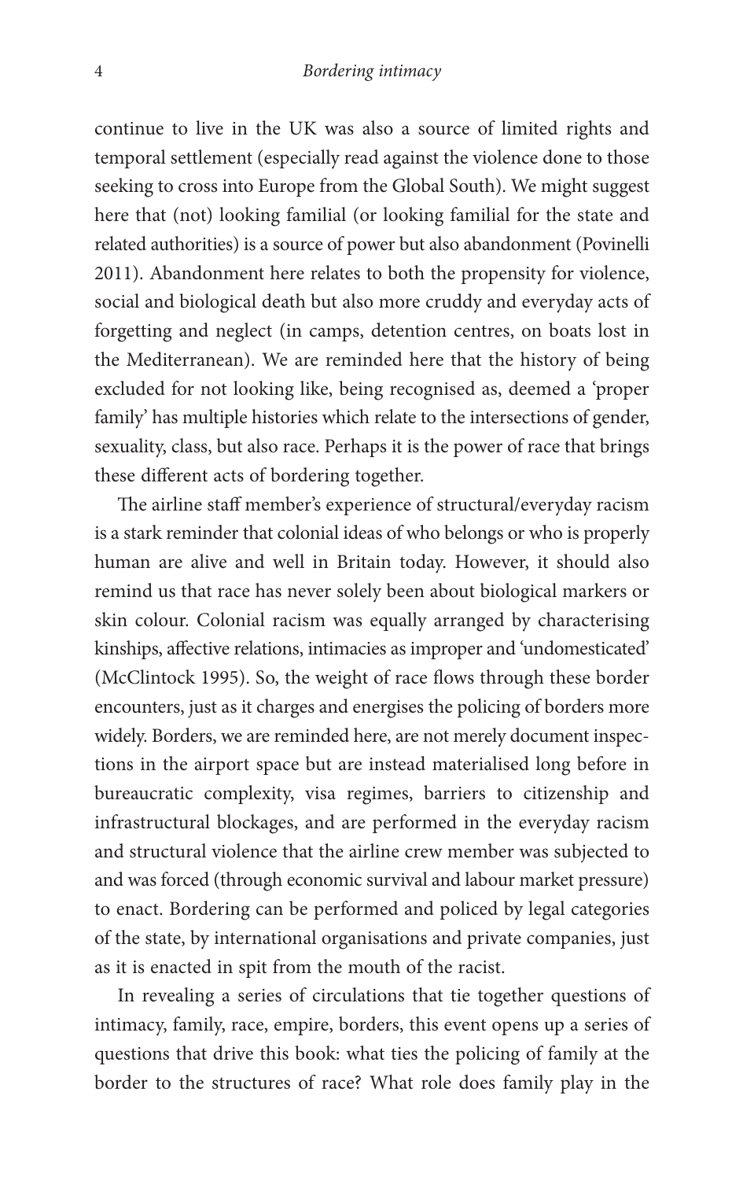continue to live in the UK was also a source of limited rights and temporal settlement (especially read against the violence done to those seeking to cross into Europe from the Global South). We might suggest here that (not) looking familial (or looking familial for the state and related authorities) is a source of power but also abandonment (Povinelli 2011). Abandonment here relates to both the propensity for violence, social and biological death but also more cruddy and everyday acts of forgetting and neglect (in camps, detention centres, on boats lost in the Mediterranean). We are reminded here that the history of being excluded for not looking like, being recognised as, deemed a 'proper family' has multiple histories which relate to the intersections of gender, sexuality, class, but also race. Perhaps it is the power of race that brings these different acts of bordering together.

The airline staff member's experience of structural/everyday racism is a stark reminder that colonial ideas of who belongs or who is properly human are alive and well in Britain today. However, it should also remind us that race has never solely been about biological markers or skin colour. Colonial racism was equally arranged by characterising kinships, affective relations, intimacies as improper and 'undomesticated' (McClintock 1995). So, the weight of race flows through these border encounters, just as it charges and energises the policing of borders more widely. Borders, we are reminded here, are not merely document inspections in the airport space but are instead materialised long before in bureaucratic complexity, visa regimes, barriers to citizenship and infrastructural blockages, and are performed in the everyday racism and structural violence that the airline crew member was subjected to and was forced (through economic survival and labour market pressure) to enact. Bordering can be performed and policed by legal categories of the state, by international organisations and private companies, just as it is enacted in spit from the mouth of the racist.

In revealing a series of circulations that tie together questions of intimacy, family, race, empire, borders, this event opens up a series of questions that drive this book: what ties the policing of family at the border to the structures of race? What role does family play in the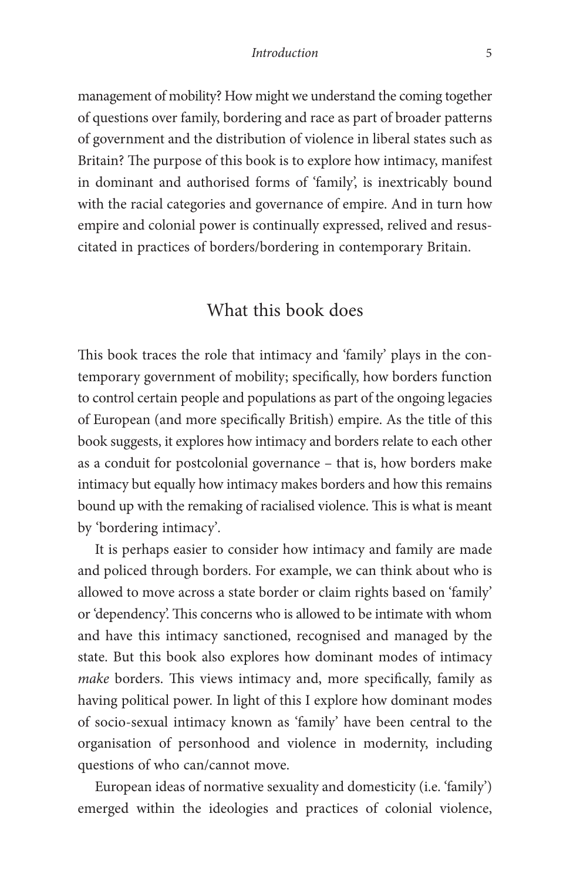management of mobility? How might we understand the coming together of questions over family, bordering and race as part of broader patterns of government and the distribution of violence in liberal states such as Britain? The purpose of this book is to explore how intimacy, manifest in dominant and authorised forms of 'family', is inextricably bound with the racial categories and governance of empire. And in turn how empire and colonial power is continually expressed, relived and resuscitated in practices of borders/bordering in contemporary Britain.

## What this book does

This book traces the role that intimacy and 'family' plays in the contemporary government of mobility; specifically, how borders function to control certain people and populations as part of the ongoing legacies of European (and more specifically British) empire. As the title of this book suggests, it explores how intimacy and borders relate to each other as a conduit for postcolonial governance – that is, how borders make intimacy but equally how intimacy makes borders and how this remains bound up with the remaking of racialised violence. This is what is meant by 'bordering intimacy'.

It is perhaps easier to consider how intimacy and family are made and policed through borders. For example, we can think about who is allowed to move across a state border or claim rights based on 'family' or 'dependency'. This concerns who is allowed to be intimate with whom and have this intimacy sanctioned, recognised and managed by the state. But this book also explores how dominant modes of intimacy *make* borders. This views intimacy and, more specifically, family as having political power. In light of this I explore how dominant modes of socio-sexual intimacy known as 'family' have been central to the organisation of personhood and violence in modernity, including questions of who can/cannot move.

European ideas of normative sexuality and domesticity (i.e. 'family') emerged within the ideologies and practices of colonial violence,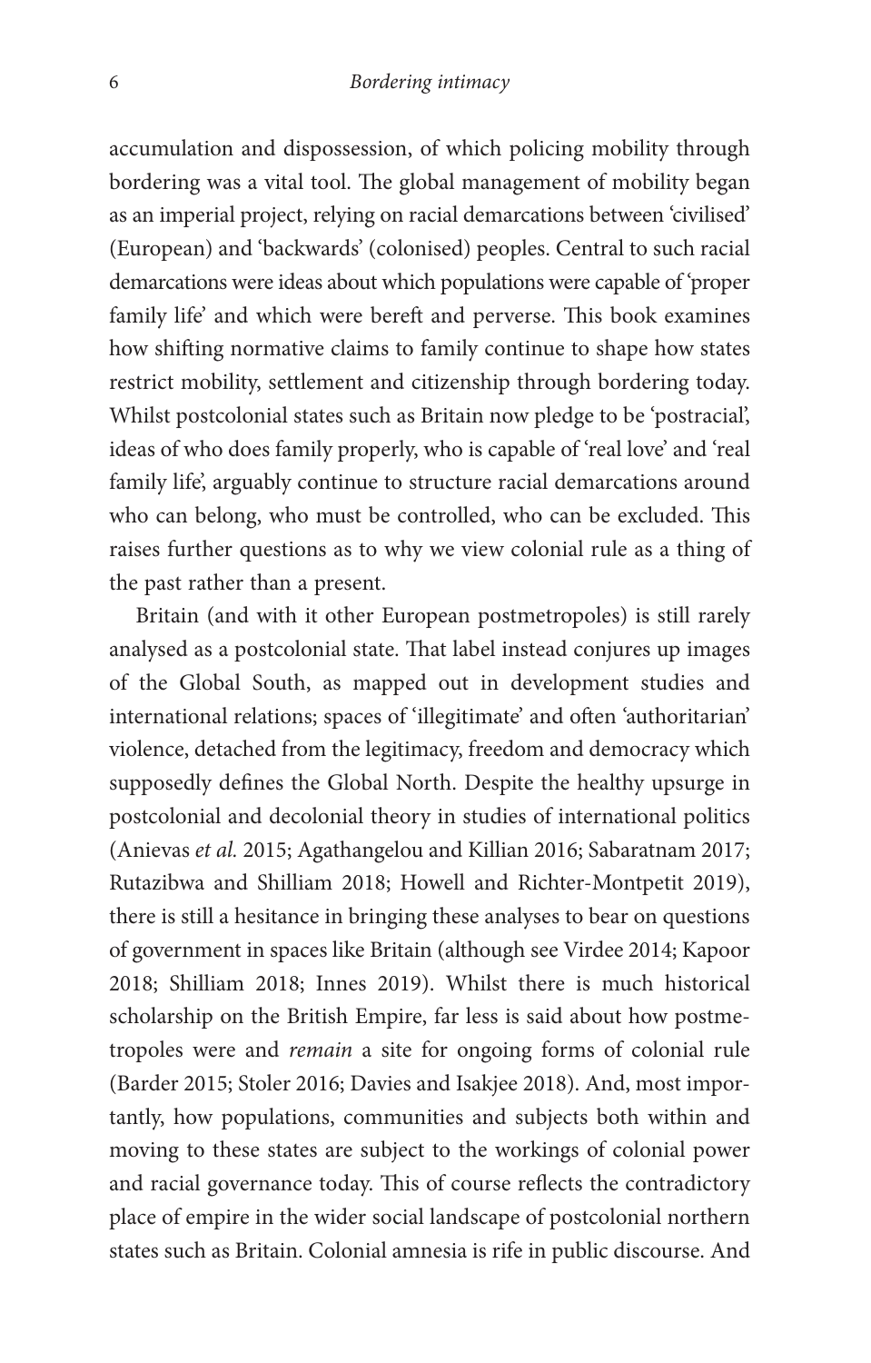accumulation and dispossession, of which policing mobility through bordering was a vital tool. The global management of mobility began as an imperial project, relying on racial demarcations between 'civilised' (European) and 'backwards' (colonised) peoples. Central to such racial demarcations were ideas about which populations were capable of 'proper family life' and which were bereft and perverse. This book examines how shifting normative claims to family continue to shape how states restrict mobility, settlement and citizenship through bordering today. Whilst postcolonial states such as Britain now pledge to be 'postracial', ideas of who does family properly, who is capable of 'real love' and 'real family life', arguably continue to structure racial demarcations around who can belong, who must be controlled, who can be excluded. This raises further questions as to why we view colonial rule as a thing of the past rather than a present.

Britain (and with it other European postmetropoles) is still rarely analysed as a postcolonial state. That label instead conjures up images of the Global South, as mapped out in development studies and international relations; spaces of 'illegitimate' and often 'authoritarian' violence, detached from the legitimacy, freedom and democracy which supposedly defines the Global North. Despite the healthy upsurge in postcolonial and decolonial theory in studies of international politics (Anievas *et al.* 2015; Agathangelou and Killian 2016; Sabaratnam 2017; Rutazibwa and Shilliam 2018; Howell and Richter-Montpetit 2019), there is still a hesitance in bringing these analyses to bear on questions of government in spaces like Britain (although see Virdee 2014; Kapoor 2018; Shilliam 2018; Innes 2019). Whilst there is much historical scholarship on the British Empire, far less is said about how postmetropoles were and *remain* a site for ongoing forms of colonial rule (Barder 2015; Stoler 2016; Davies and Isakjee 2018). And, most importantly, how populations, communities and subjects both within and moving to these states are subject to the workings of colonial power and racial governance today. This of course reflects the contradictory place of empire in the wider social landscape of postcolonial northern states such as Britain. Colonial amnesia is rife in public discourse. And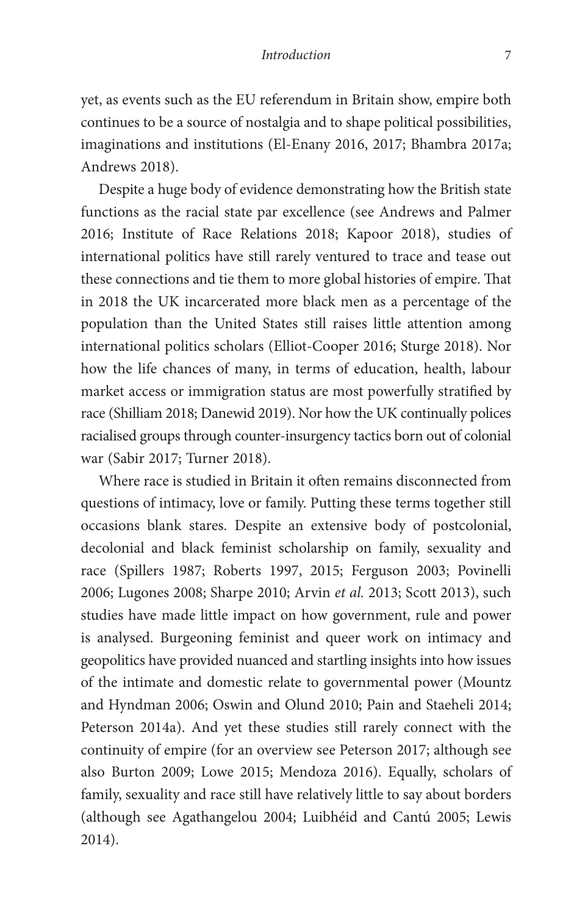yet, as events such as the EU referendum in Britain show, empire both continues to be a source of nostalgia and to shape political possibilities, imaginations and institutions (El-Enany 2016, 2017; Bhambra 2017a; Andrews 2018).

Despite a huge body of evidence demonstrating how the British state functions as the racial state par excellence (see Andrews and Palmer 2016; Institute of Race Relations 2018; Kapoor 2018), studies of international politics have still rarely ventured to trace and tease out these connections and tie them to more global histories of empire. That in 2018 the UK incarcerated more black men as a percentage of the population than the United States still raises little attention among international politics scholars (Elliot-Cooper 2016; Sturge 2018). Nor how the life chances of many, in terms of education, health, labour market access or immigration status are most powerfully stratified by race (Shilliam 2018; Danewid 2019). Nor how the UK continually polices racialised groups through counter-insurgency tactics born out of colonial war (Sabir 2017; Turner 2018).

Where race is studied in Britain it often remains disconnected from questions of intimacy, love or family. Putting these terms together still occasions blank stares. Despite an extensive body of postcolonial, decolonial and black feminist scholarship on family, sexuality and race (Spillers 1987; Roberts 1997, 2015; Ferguson 2003; Povinelli 2006; Lugones 2008; Sharpe 2010; Arvin *et al.* 2013; Scott 2013), such studies have made little impact on how government, rule and power is analysed. Burgeoning feminist and queer work on intimacy and geopolitics have provided nuanced and startling insights into how issues of the intimate and domestic relate to governmental power (Mountz and Hyndman 2006; Oswin and Olund 2010; Pain and Staeheli 2014; Peterson 2014a). And yet these studies still rarely connect with the continuity of empire (for an overview see Peterson 2017; although see also Burton 2009; Lowe 2015; Mendoza 2016). Equally, scholars of family, sexuality and race still have relatively little to say about borders (although see Agathangelou 2004; Luibhéid and Cantú 2005; Lewis 2014).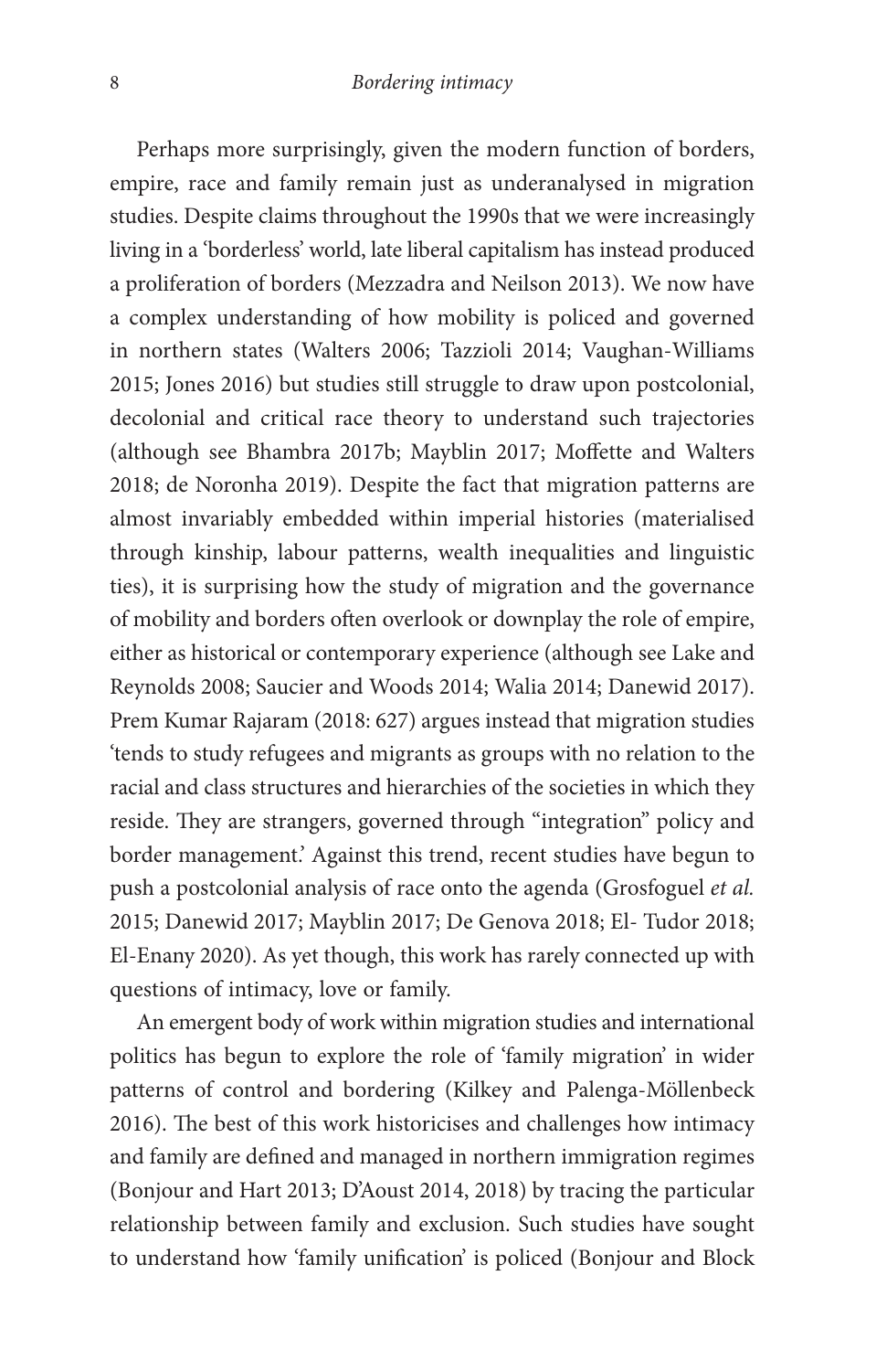Perhaps more surprisingly, given the modern function of borders, empire, race and family remain just as underanalysed in migration studies. Despite claims throughout the 1990s that we were increasingly living in a 'borderless' world, late liberal capitalism has instead produced a proliferation of borders (Mezzadra and Neilson 2013). We now have a complex understanding of how mobility is policed and governed in northern states (Walters 2006; Tazzioli 2014; Vaughan-Williams 2015; Jones 2016) but studies still struggle to draw upon postcolonial, decolonial and critical race theory to understand such trajectories (although see Bhambra 2017b; Mayblin 2017; Moffette and Walters 2018; de Noronha 2019). Despite the fact that migration patterns are almost invariably embedded within imperial histories (materialised through kinship, labour patterns, wealth inequalities and linguistic ties), it is surprising how the study of migration and the governance of mobility and borders often overlook or downplay the role of empire, either as historical or contemporary experience (although see Lake and Reynolds 2008; Saucier and Woods 2014; Walia 2014; Danewid 2017). Prem Kumar Rajaram (2018: 627) argues instead that migration studies 'tends to study refugees and migrants as groups with no relation to the racial and class structures and hierarchies of the societies in which they reside. They are strangers, governed through "integration" policy and border management.' Against this trend, recent studies have begun to push a postcolonial analysis of race onto the agenda (Grosfoguel *et al.* 2015; Danewid 2017; Mayblin 2017; De Genova 2018; El- Tudor 2018; El-Enany 2020). As yet though, this work has rarely connected up with questions of intimacy, love or family.

An emergent body of work within migration studies and international politics has begun to explore the role of 'family migration' in wider patterns of control and bordering (Kilkey and Palenga-Möllenbeck 2016). The best of this work historicises and challenges how intimacy and family are defined and managed in northern immigration regimes (Bonjour and Hart 2013; D'Aoust 2014, 2018) by tracing the particular relationship between family and exclusion. Such studies have sought to understand how 'family unification' is policed (Bonjour and Block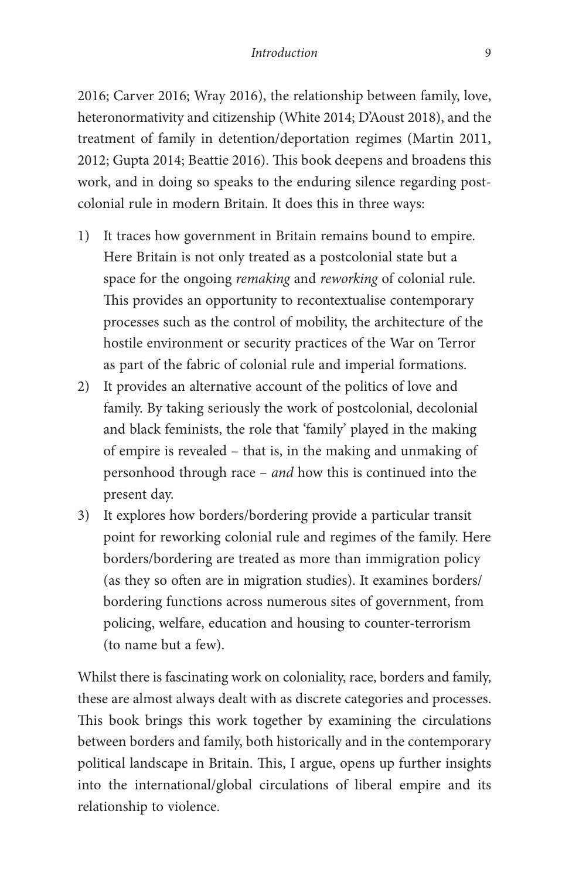2016; Carver 2016; Wray 2016), the relationship between family, love, heteronormativity and citizenship (White 2014; D'Aoust 2018), and the treatment of family in detention/deportation regimes (Martin 2011, 2012; Gupta 2014; Beattie 2016). This book deepens and broadens this work, and in doing so speaks to the enduring silence regarding post-colonial rule in modern Britain. It does this in three ways:

1) It traces how government in Britain remains bound to empire. Here Britain is not only treated as a postcolonial state but a space for the ongoing *remaking* and *reworking* of colonial rule. This provides an opportunity to recontextualise contemporary processes such as the control of mobility, the architecture of the hostile environment or security practices of the War on Terror as part of the fabric of colonial rule and imperial formations.
2) It provides an alternative account of the politics of love and family. By taking seriously the work of postcolonial, decolonial and black feminists, the role that 'family' played in the making of empire is revealed – that is, in the making and unmaking of personhood through race – *and* how this is continued into the present day.
3) It explores how borders/bordering provide a particular transit point for reworking colonial rule and regimes of the family. Here borders/bordering are treated as more than immigration policy (as they so often are in migration studies). It examines borders/bordering functions across numerous sites of government, from policing, welfare, education and housing to counter-terrorism (to name but a few).

Whilst there is fascinating work on coloniality, race, borders and family, these are almost always dealt with as discrete categories and processes. This book brings this work together by examining the circulations between borders and family, both historically and in the contemporary political landscape in Britain. This, I argue, opens up further insights into the international/global circulations of liberal empire and its relationship to violence.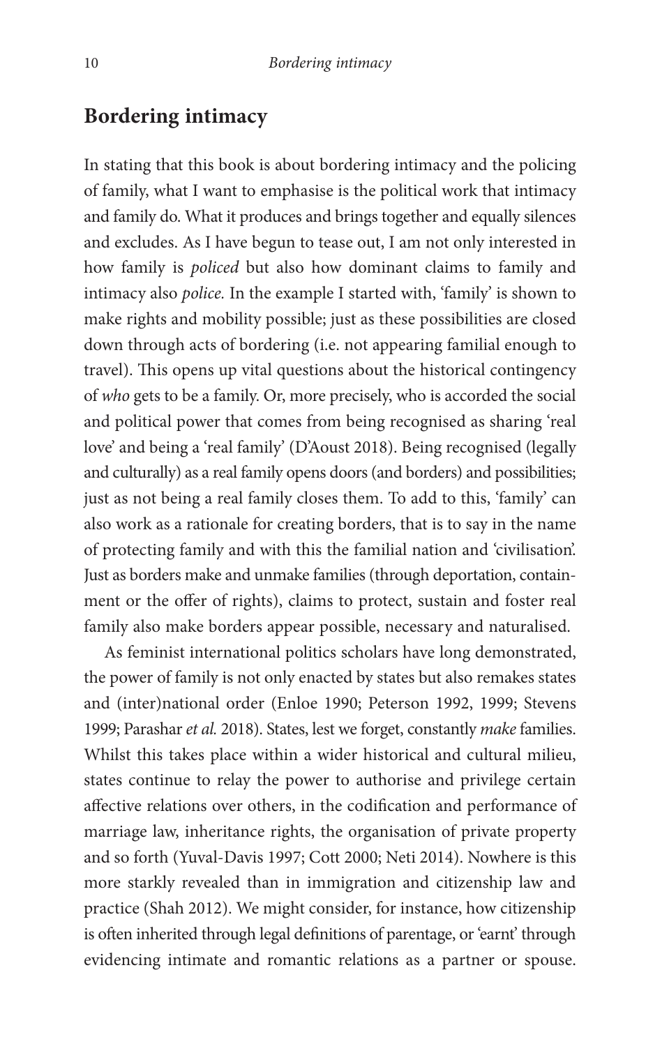## Bordering intimacy

In stating that this book is about bordering intimacy and the policing of family, what I want to emphasise is the political work that intimacy and family do. What it produces and brings together and equally silences and excludes. As I have begun to tease out, I am not only interested in how family is *policed* but also how dominant claims to family and intimacy also *police.* In the example I started with, 'family' is shown to make rights and mobility possible; just as these possibilities are closed down through acts of bordering (i.e. not appearing familial enough to travel). This opens up vital questions about the historical contingency of *who* gets to be a family. Or, more precisely, who is accorded the social and political power that comes from being recognised as sharing 'real love' and being a 'real family' (D'Aoust 2018). Being recognised (legally and culturally) as a real family opens doors (and borders) and possibilities; just as not being a real family closes them. To add to this, 'family' can also work as a rationale for creating borders, that is to say in the name of protecting family and with this the familial nation and 'civilisation'. Just as borders make and unmake families (through deportation, containment or the offer of rights), claims to protect, sustain and foster real family also make borders appear possible, necessary and naturalised.

As feminist international politics scholars have long demonstrated, the power of family is not only enacted by states but also remakes states and (inter)national order (Enloe 1990; Peterson 1992, 1999; Stevens 1999; Parashar *et al.* 2018). States, lest we forget, constantly *make* families. Whilst this takes place within a wider historical and cultural milieu, states continue to relay the power to authorise and privilege certain affective relations over others, in the codification and performance of marriage law, inheritance rights, the organisation of private property and so forth (Yuval-Davis 1997; Cott 2000; Neti 2014). Nowhere is this more starkly revealed than in immigration and citizenship law and practice (Shah 2012). We might consider, for instance, how citizenship is often inherited through legal definitions of parentage, or 'earnt' through evidencing intimate and romantic relations as a partner or spouse.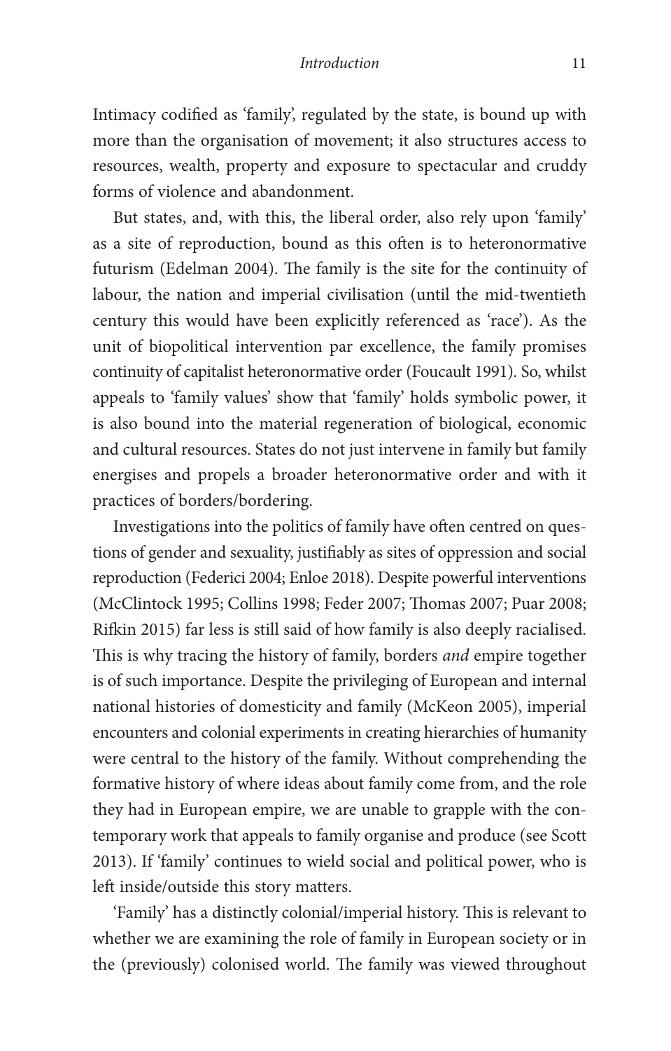Intimacy codified as 'family', regulated by the state, is bound up with more than the organisation of movement; it also structures access to resources, wealth, property and exposure to spectacular and cruddy forms of violence and abandonment.

But states, and, with this, the liberal order, also rely upon 'family' as a site of reproduction, bound as this often is to heteronormative futurism (Edelman 2004). The family is the site for the continuity of labour, the nation and imperial civilisation (until the mid-twentieth century this would have been explicitly referenced as 'race'). As the unit of biopolitical intervention par excellence, the family promises continuity of capitalist heteronormative order (Foucault 1991). So, whilst appeals to 'family values' show that 'family' holds symbolic power, it is also bound into the material regeneration of biological, economic and cultural resources. States do not just intervene in family but family energises and propels a broader heteronormative order and with it practices of borders/bordering.

Investigations into the politics of family have often centred on questions of gender and sexuality, justifiably as sites of oppression and social reproduction (Federici 2004; Enloe 2018). Despite powerful interventions (McClintock 1995; Collins 1998; Feder 2007; Thomas 2007; Puar 2008; Rifkin 2015) far less is still said of how family is also deeply racialised. This is why tracing the history of family, borders *and* empire together is of such importance. Despite the privileging of European and internal national histories of domesticity and family (McKeon 2005), imperial encounters and colonial experiments in creating hierarchies of humanity were central to the history of the family. Without comprehending the formative history of where ideas about family come from, and the role they had in European empire, we are unable to grapple with the contemporary work that appeals to family organise and produce (see Scott 2013). If 'family' continues to wield social and political power, who is left inside/outside this story matters.

'Family' has a distinctly colonial/imperial history. This is relevant to whether we are examining the role of family in European society or in the (previously) colonised world. The family was viewed throughout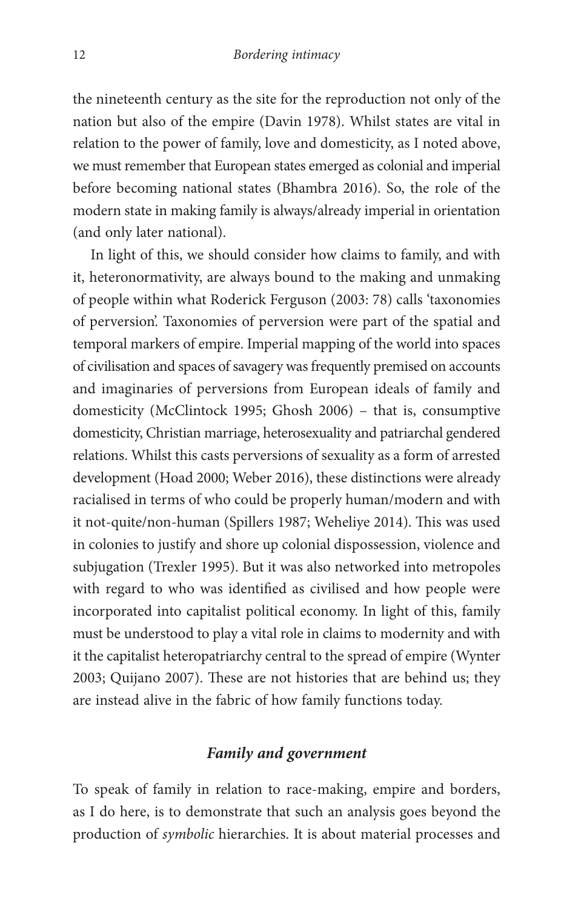the nineteenth century as the site for the reproduction not only of the nation but also of the empire (Davin 1978). Whilst states are vital in relation to the power of family, love and domesticity, as I noted above, we must remember that European states emerged as colonial and imperial before becoming national states (Bhambra 2016). So, the role of the modern state in making family is always/already imperial in orientation (and only later national).

In light of this, we should consider how claims to family, and with it, heteronormativity, are always bound to the making and unmaking of people within what Roderick Ferguson (2003: 78) calls 'taxonomies of perversion'. Taxonomies of perversion were part of the spatial and temporal markers of empire. Imperial mapping of the world into spaces of civilisation and spaces of savagery was frequently premised on accounts and imaginaries of perversions from European ideals of family and domesticity (McClintock 1995; Ghosh 2006) – that is, consumptive domesticity, Christian marriage, heterosexuality and patriarchal gendered relations. Whilst this casts perversions of sexuality as a form of arrested development (Hoad 2000; Weber 2016), these distinctions were already racialised in terms of who could be properly human/modern and with it not-quite/non-human (Spillers 1987; Weheliye 2014). This was used in colonies to justify and shore up colonial dispossession, violence and subjugation (Trexler 1995). But it was also networked into metropoles with regard to who was identified as civilised and how people were incorporated into capitalist political economy. In light of this, family must be understood to play a vital role in claims to modernity and with it the capitalist heteropatriarchy central to the spread of empire (Wynter 2003; Quijano 2007). These are not histories that are behind us; they are instead alive in the fabric of how family functions today.

### *Family and government*

To speak of family in relation to race-making, empire and borders, as I do here, is to demonstrate that such an analysis goes beyond the production of *symbolic* hierarchies. It is about material processes and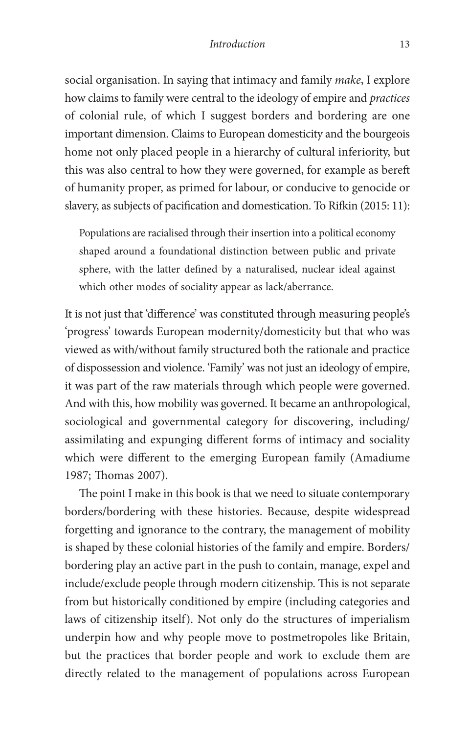social organisation. In saying that intimacy and family *make*, I explore how claims to family were central to the ideology of empire and *practices* of colonial rule, of which I suggest borders and bordering are one important dimension. Claims to European domesticity and the bourgeois home not only placed people in a hierarchy of cultural inferiority, but this was also central to how they were governed, for example as bereft of humanity proper, as primed for labour, or conducive to genocide or slavery, as subjects of pacification and domestication. To Rifkin (2015: 11):

> Populations are racialised through their insertion into a political economy shaped around a foundational distinction between public and private sphere, with the latter defined by a naturalised, nuclear ideal against which other modes of sociality appear as lack/aberrance.

It is not just that 'difference' was constituted through measuring people's 'progress' towards European modernity/domesticity but that who was viewed as with/without family structured both the rationale and practice of dispossession and violence. 'Family' was not just an ideology of empire, it was part of the raw materials through which people were governed. And with this, how mobility was governed. It became an anthropological, sociological and governmental category for discovering, including/assimilating and expunging different forms of intimacy and sociality which were different to the emerging European family (Amadiume 1987; Thomas 2007).

The point I make in this book is that we need to situate contemporary borders/bordering with these histories. Because, despite widespread forgetting and ignorance to the contrary, the management of mobility is shaped by these colonial histories of the family and empire. Borders/bordering play an active part in the push to contain, manage, expel and include/exclude people through modern citizenship. This is not separate from but historically conditioned by empire (including categories and laws of citizenship itself). Not only do the structures of imperialism underpin how and why people move to postmetropoles like Britain, but the practices that border people and work to exclude them are directly related to the management of populations across European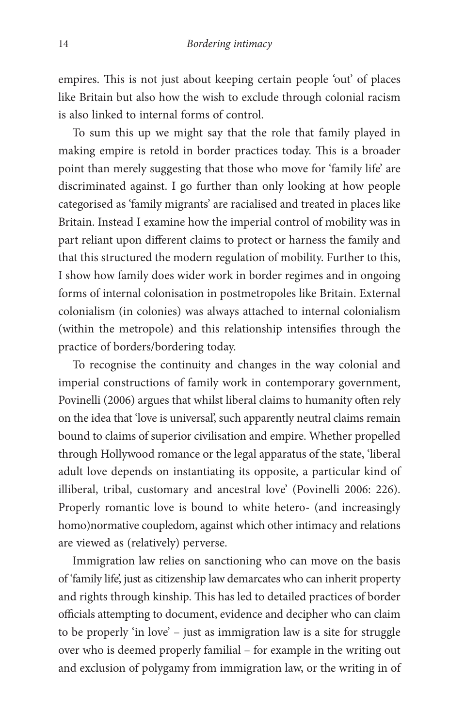empires. This is not just about keeping certain people 'out' of places like Britain but also how the wish to exclude through colonial racism is also linked to internal forms of control.

To sum this up we might say that the role that family played in making empire is retold in border practices today. This is a broader point than merely suggesting that those who move for 'family life' are discriminated against. I go further than only looking at how people categorised as 'family migrants' are racialised and treated in places like Britain. Instead I examine how the imperial control of mobility was in part reliant upon different claims to protect or harness the family and that this structured the modern regulation of mobility. Further to this, I show how family does wider work in border regimes and in ongoing forms of internal colonisation in postmetropoles like Britain. External colonialism (in colonies) was always attached to internal colonialism (within the metropole) and this relationship intensifies through the practice of borders/bordering today.

To recognise the continuity and changes in the way colonial and imperial constructions of family work in contemporary government, Povinelli (2006) argues that whilst liberal claims to humanity often rely on the idea that 'love is universal', such apparently neutral claims remain bound to claims of superior civilisation and empire. Whether propelled through Hollywood romance or the legal apparatus of the state, 'liberal adult love depends on instantiating its opposite, a particular kind of illiberal, tribal, customary and ancestral love' (Povinelli 2006: 226). Properly romantic love is bound to white hetero- (and increasingly homo)normative coupledom, against which other intimacy and relations are viewed as (relatively) perverse.

Immigration law relies on sanctioning who can move on the basis of 'family life', just as citizenship law demarcates who can inherit property and rights through kinship. This has led to detailed practices of border officials attempting to document, evidence and decipher who can claim to be properly 'in love' – just as immigration law is a site for struggle over who is deemed properly familial – for example in the writing out and exclusion of polygamy from immigration law, or the writing in of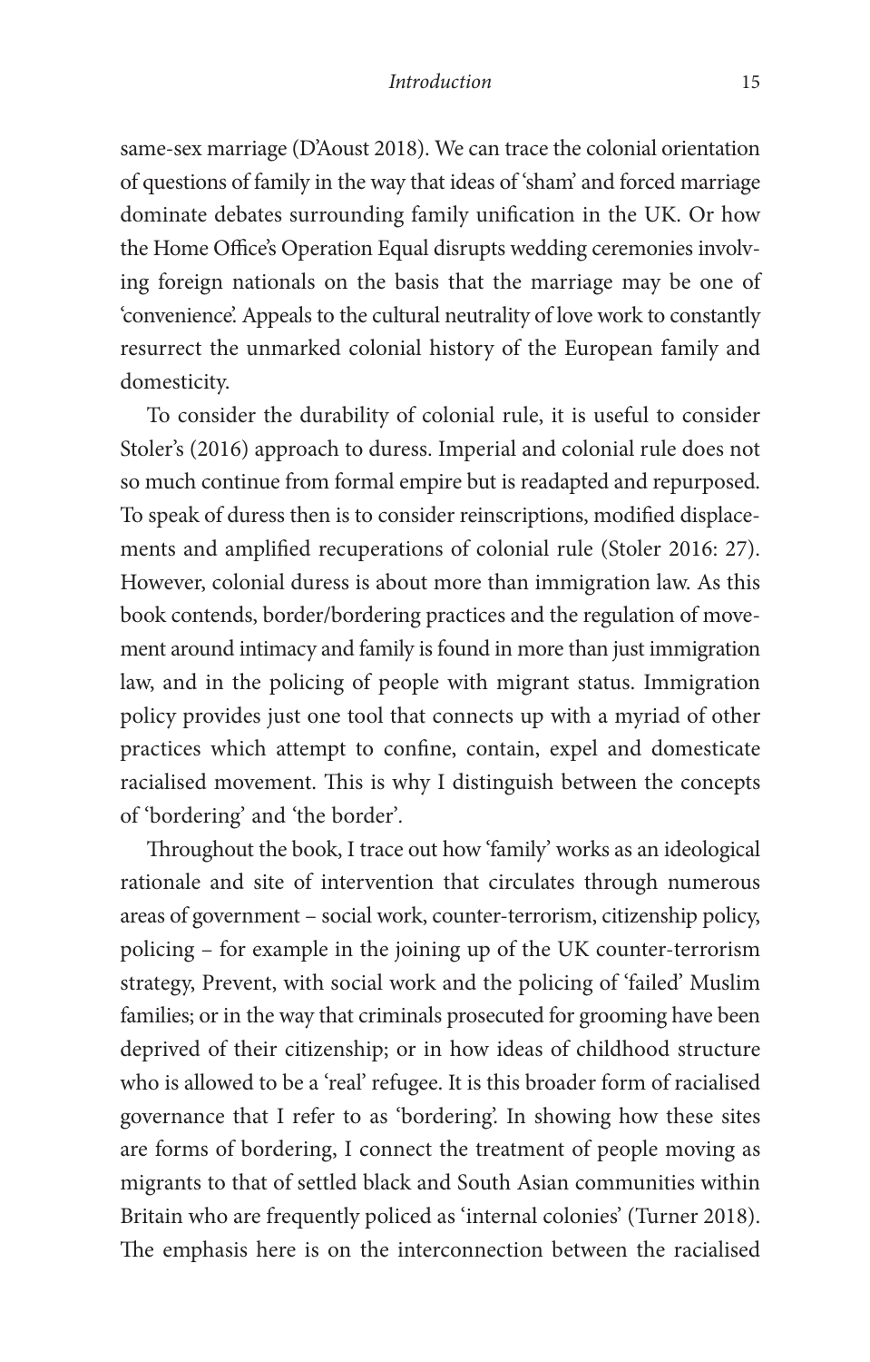same-sex marriage (D'Aoust 2018). We can trace the colonial orientation of questions of family in the way that ideas of 'sham' and forced marriage dominate debates surrounding family unification in the UK. Or how the Home Office's Operation Equal disrupts wedding ceremonies involving foreign nationals on the basis that the marriage may be one of 'convenience'. Appeals to the cultural neutrality of love work to constantly resurrect the unmarked colonial history of the European family and domesticity.

To consider the durability of colonial rule, it is useful to consider Stoler's (2016) approach to duress. Imperial and colonial rule does not so much continue from formal empire but is readapted and repurposed. To speak of duress then is to consider reinscriptions, modified displacements and amplified recuperations of colonial rule (Stoler 2016: 27). However, colonial duress is about more than immigration law. As this book contends, border/bordering practices and the regulation of movement around intimacy and family is found in more than just immigration law, and in the policing of people with migrant status. Immigration policy provides just one tool that connects up with a myriad of other practices which attempt to confine, contain, expel and domesticate racialised movement. This is why I distinguish between the concepts of 'bordering' and 'the border'.

Throughout the book, I trace out how 'family' works as an ideological rationale and site of intervention that circulates through numerous areas of government – social work, counter-terrorism, citizenship policy, policing – for example in the joining up of the UK counter-terrorism strategy, Prevent, with social work and the policing of 'failed' Muslim families; or in the way that criminals prosecuted for grooming have been deprived of their citizenship; or in how ideas of childhood structure who is allowed to be a 'real' refugee. It is this broader form of racialised governance that I refer to as 'bordering'. In showing how these sites are forms of bordering, I connect the treatment of people moving as migrants to that of settled black and South Asian communities within Britain who are frequently policed as 'internal colonies' (Turner 2018). The emphasis here is on the interconnection between the racialised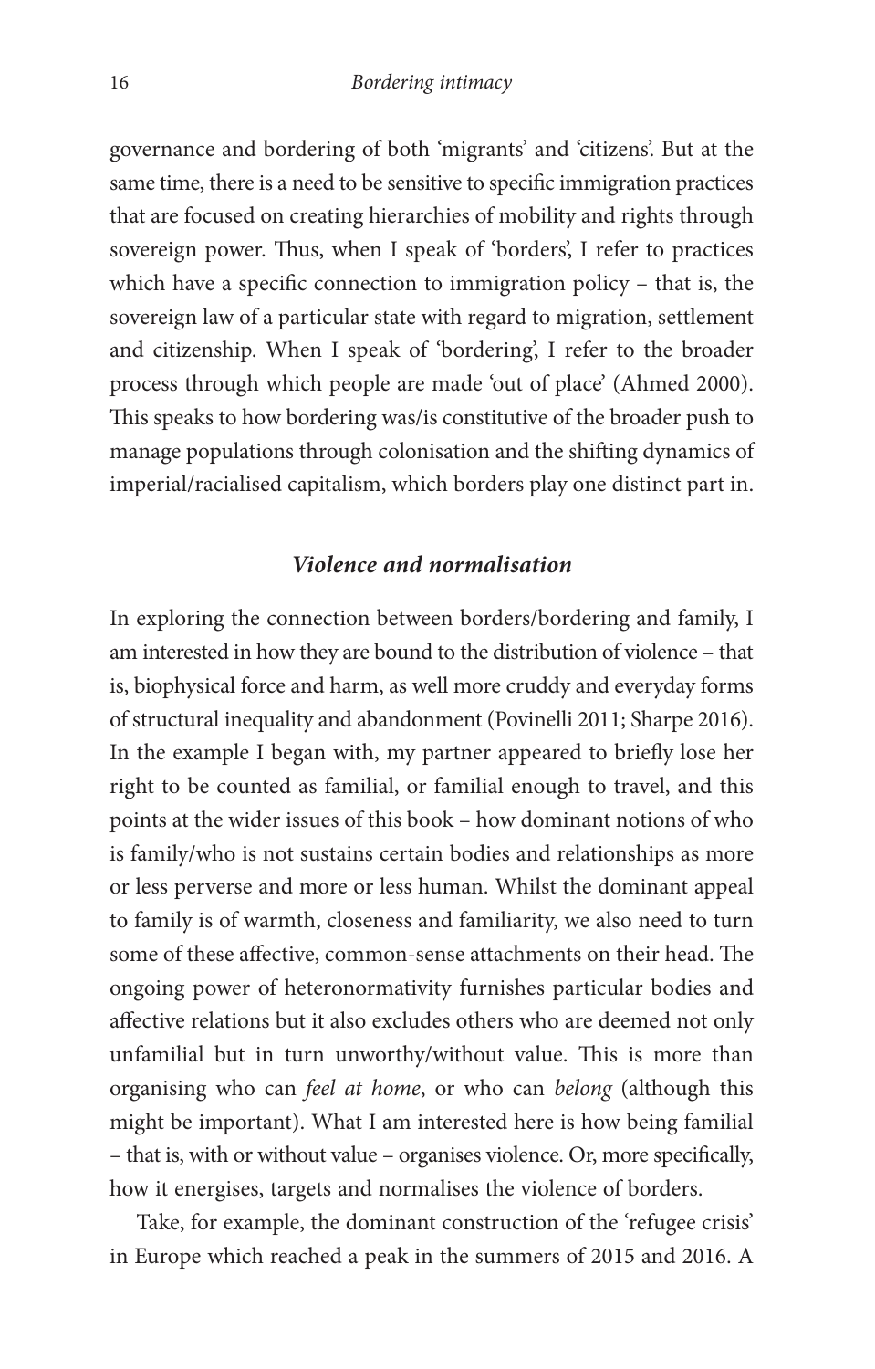governance and bordering of both 'migrants' and 'citizens'. But at the same time, there is a need to be sensitive to specific immigration practices that are focused on creating hierarchies of mobility and rights through sovereign power. Thus, when I speak of 'borders', I refer to practices which have a specific connection to immigration policy – that is, the sovereign law of a particular state with regard to migration, settlement and citizenship. When I speak of 'bordering', I refer to the broader process through which people are made 'out of place' (Ahmed 2000). This speaks to how bordering was/is constitutive of the broader push to manage populations through colonisation and the shifting dynamics of imperial/racialised capitalism, which borders play one distinct part in.

### *Violence and normalisation*

In exploring the connection between borders/bordering and family, I am interested in how they are bound to the distribution of violence – that is, biophysical force and harm, as well more cruddy and everyday forms of structural inequality and abandonment (Povinelli 2011; Sharpe 2016). In the example I began with, my partner appeared to briefly lose her right to be counted as familial, or familial enough to travel, and this points at the wider issues of this book – how dominant notions of who is family/who is not sustains certain bodies and relationships as more or less perverse and more or less human. Whilst the dominant appeal to family is of warmth, closeness and familiarity, we also need to turn some of these affective, common-sense attachments on their head. The ongoing power of heteronormativity furnishes particular bodies and affective relations but it also excludes others who are deemed not only unfamilial but in turn unworthy/without value. This is more than organising who can *feel at home*, or who can *belong* (although this might be important). What I am interested here is how being familial – that is, with or without value – organises violence. Or, more specifically, how it energises, targets and normalises the violence of borders.

Take, for example, the dominant construction of the 'refugee crisis' in Europe which reached a peak in the summers of 2015 and 2016. A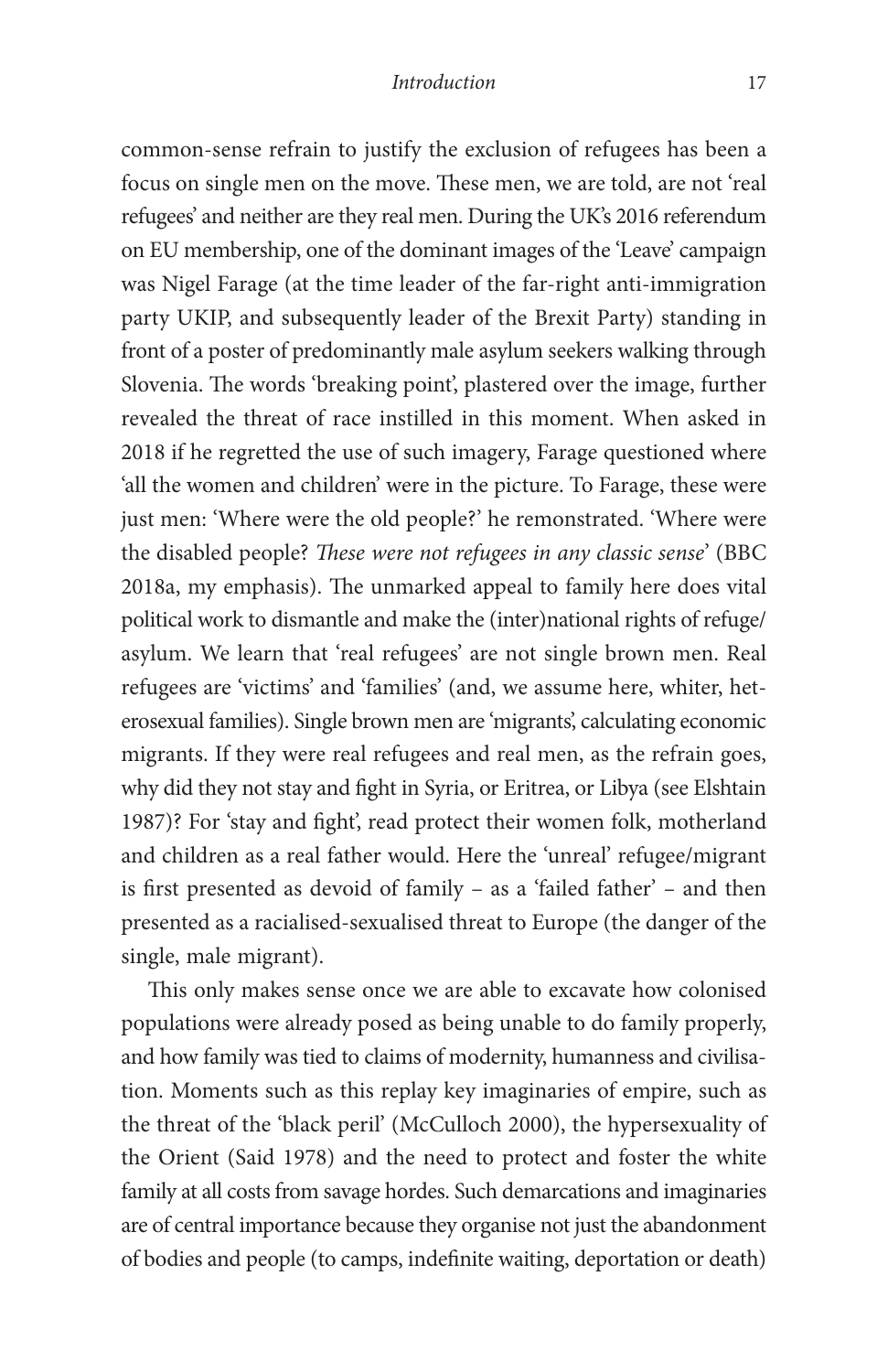common-sense refrain to justify the exclusion of refugees has been a focus on single men on the move. These men, we are told, are not 'real refugees' and neither are they real men. During the UK's 2016 referendum on EU membership, one of the dominant images of the 'Leave' campaign was Nigel Farage (at the time leader of the far-right anti-immigration party UKIP, and subsequently leader of the Brexit Party) standing in front of a poster of predominantly male asylum seekers walking through Slovenia. The words 'breaking point', plastered over the image, further revealed the threat of race instilled in this moment. When asked in 2018 if he regretted the use of such imagery, Farage questioned where 'all the women and children' were in the picture. To Farage, these were just men: 'Where were the old people?' he remonstrated. 'Where were the disabled people? *These were not refugees in any classic sense*' (BBC 2018a, my emphasis). The unmarked appeal to family here does vital political work to dismantle and make the (inter)national rights of refuge/asylum. We learn that 'real refugees' are not single brown men. Real refugees are 'victims' and 'families' (and, we assume here, whiter, heterosexual families). Single brown men are 'migrants', calculating economic migrants. If they were real refugees and real men, as the refrain goes, why did they not stay and fight in Syria, or Eritrea, or Libya (see Elshtain 1987)? For 'stay and fight', read protect their women folk, motherland and children as a real father would. Here the 'unreal' refugee/migrant is first presented as devoid of family – as a 'failed father' – and then presented as a racialised-sexualised threat to Europe (the danger of the single, male migrant).

This only makes sense once we are able to excavate how colonised populations were already posed as being unable to do family properly, and how family was tied to claims of modernity, humanness and civilisation. Moments such as this replay key imaginaries of empire, such as the threat of the 'black peril' (McCulloch 2000), the hypersexuality of the Orient (Said 1978) and the need to protect and foster the white family at all costs from savage hordes. Such demarcations and imaginaries are of central importance because they organise not just the abandonment of bodies and people (to camps, indefinite waiting, deportation or death)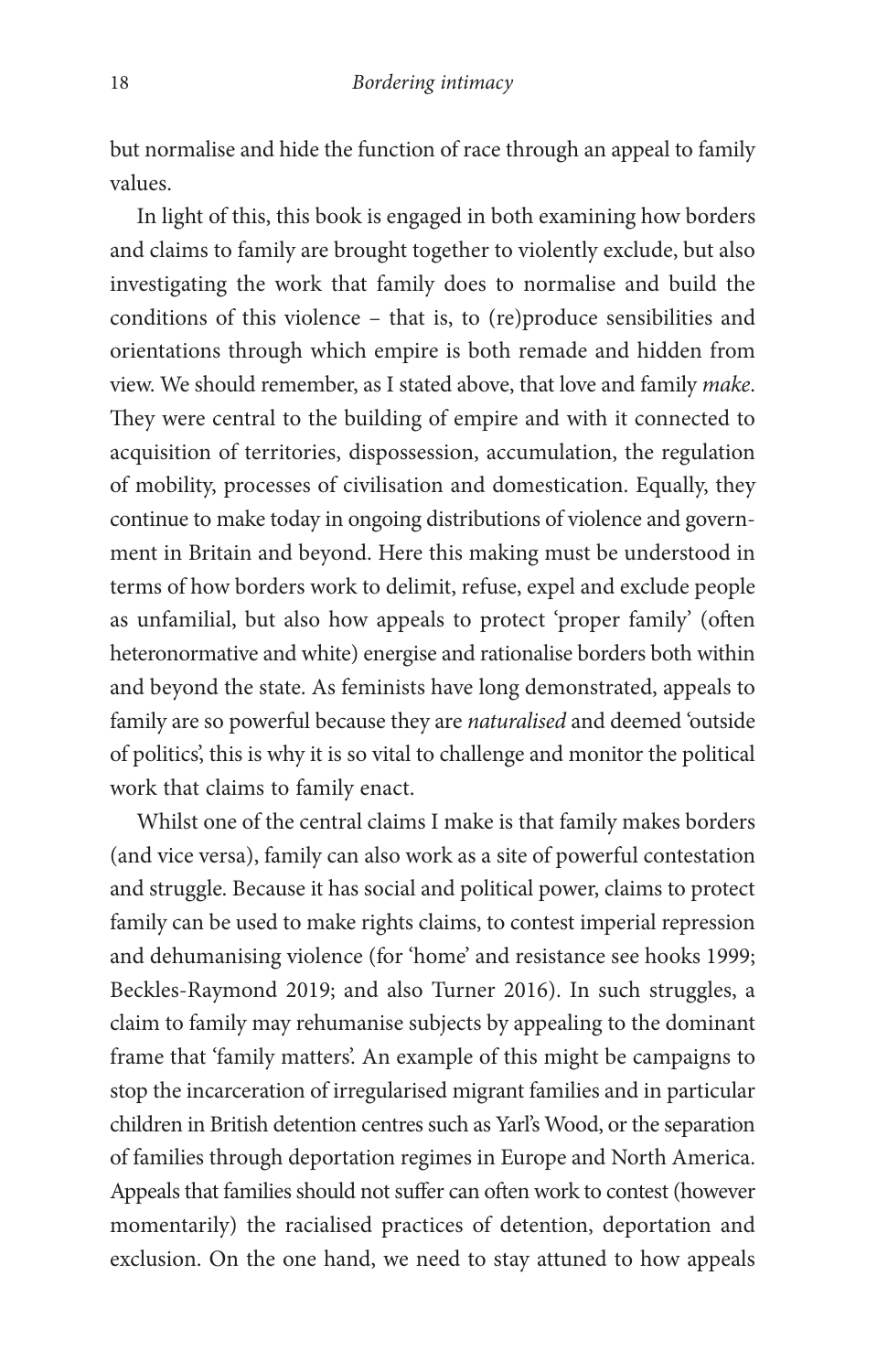but normalise and hide the function of race through an appeal to family values.

In light of this, this book is engaged in both examining how borders and claims to family are brought together to violently exclude, but also investigating the work that family does to normalise and build the conditions of this violence – that is, to (re)produce sensibilities and orientations through which empire is both remade and hidden from view. We should remember, as I stated above, that love and family *make*. They were central to the building of empire and with it connected to acquisition of territories, dispossession, accumulation, the regulation of mobility, processes of civilisation and domestication. Equally, they continue to make today in ongoing distributions of violence and government in Britain and beyond. Here this making must be understood in terms of how borders work to delimit, refuse, expel and exclude people as unfamilial, but also how appeals to protect 'proper family' (often heteronormative and white) energise and rationalise borders both within and beyond the state. As feminists have long demonstrated, appeals to family are so powerful because they are *naturalised* and deemed 'outside of politics', this is why it is so vital to challenge and monitor the political work that claims to family enact.

Whilst one of the central claims I make is that family makes borders (and vice versa), family can also work as a site of powerful contestation and struggle. Because it has social and political power, claims to protect family can be used to make rights claims, to contest imperial repression and dehumanising violence (for 'home' and resistance see hooks 1999; Beckles-Raymond 2019; and also Turner 2016). In such struggles, a claim to family may rehumanise subjects by appealing to the dominant frame that 'family matters'. An example of this might be campaigns to stop the incarceration of irregularised migrant families and in particular children in British detention centres such as Yarl's Wood, or the separation of families through deportation regimes in Europe and North America. Appeals that families should not suffer can often work to contest (however momentarily) the racialised practices of detention, deportation and exclusion. On the one hand, we need to stay attuned to how appeals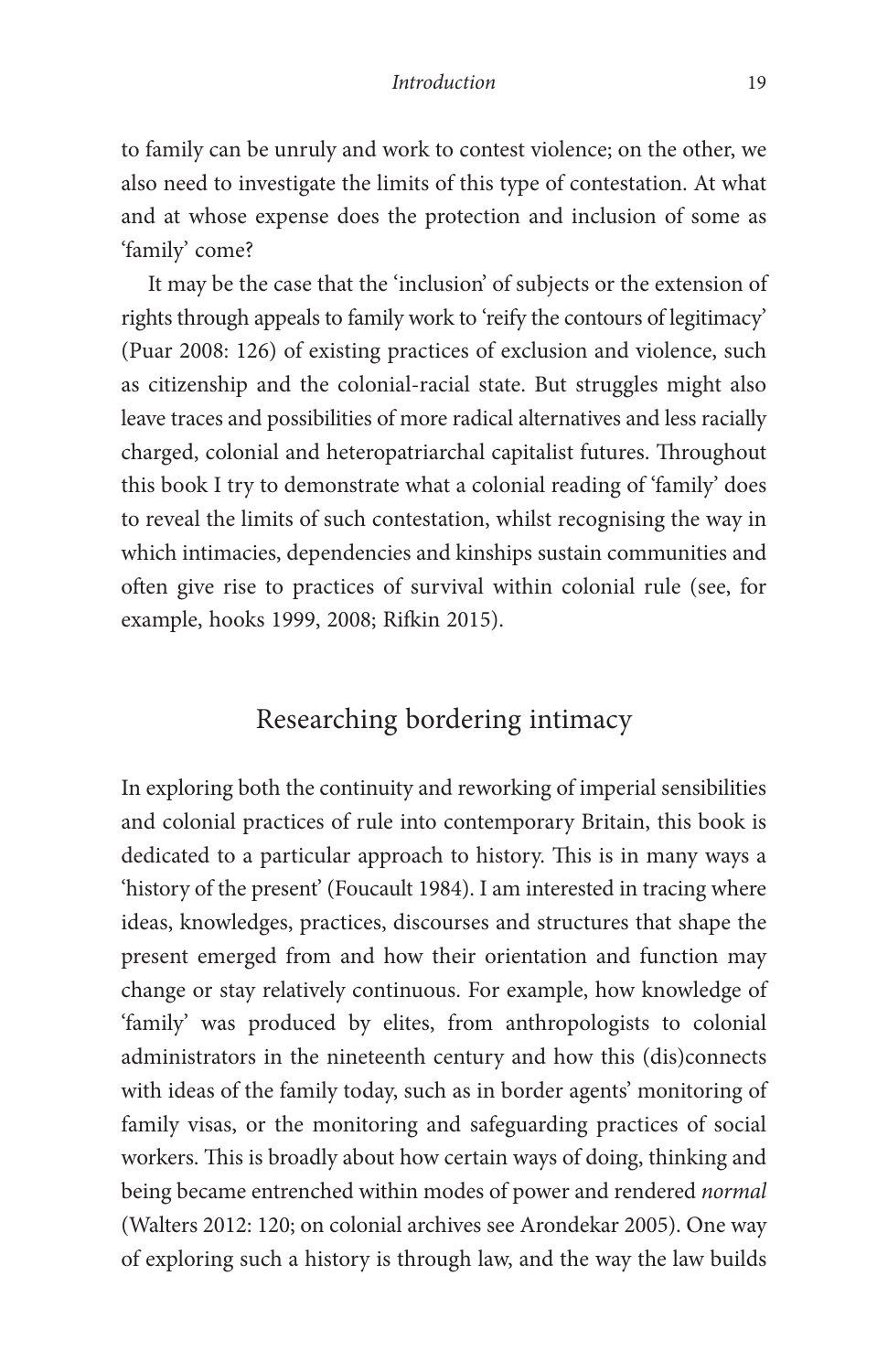to family can be unruly and work to contest violence; on the other, we also need to investigate the limits of this type of contestation. At what and at whose expense does the protection and inclusion of some as 'family' come?

It may be the case that the 'inclusion' of subjects or the extension of rights through appeals to family work to 'reify the contours of legitimacy' (Puar 2008: 126) of existing practices of exclusion and violence, such as citizenship and the colonial-racial state. But struggles might also leave traces and possibilities of more radical alternatives and less racially charged, colonial and heteropatriarchal capitalist futures. Throughout this book I try to demonstrate what a colonial reading of 'family' does to reveal the limits of such contestation, whilst recognising the way in which intimacies, dependencies and kinships sustain communities and often give rise to practices of survival within colonial rule (see, for example, hooks 1999, 2008; Rifkin 2015).

## Researching bordering intimacy

In exploring both the continuity and reworking of imperial sensibilities and colonial practices of rule into contemporary Britain, this book is dedicated to a particular approach to history. This is in many ways a 'history of the present' (Foucault 1984). I am interested in tracing where ideas, knowledges, practices, discourses and structures that shape the present emerged from and how their orientation and function may change or stay relatively continuous. For example, how knowledge of 'family' was produced by elites, from anthropologists to colonial administrators in the nineteenth century and how this (dis)connects with ideas of the family today, such as in border agents' monitoring of family visas, or the monitoring and safeguarding practices of social workers. This is broadly about how certain ways of doing, thinking and being became entrenched within modes of power and rendered *normal* (Walters 2012: 120; on colonial archives see Arondekar 2005). One way of exploring such a history is through law, and the way the law builds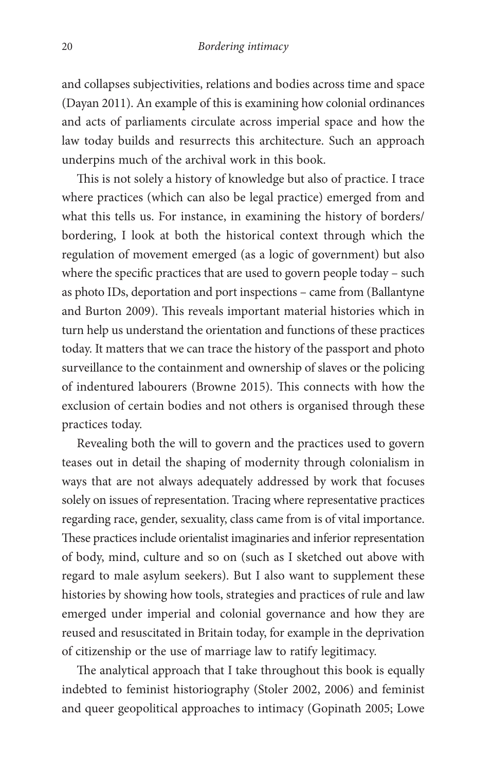and collapses subjectivities, relations and bodies across time and space (Dayan 2011). An example of this is examining how colonial ordinances and acts of parliaments circulate across imperial space and how the law today builds and resurrects this architecture. Such an approach underpins much of the archival work in this book.

This is not solely a history of knowledge but also of practice. I trace where practices (which can also be legal practice) emerged from and what this tells us. For instance, in examining the history of borders/bordering, I look at both the historical context through which the regulation of movement emerged (as a logic of government) but also where the specific practices that are used to govern people today – such as photo IDs, deportation and port inspections – came from (Ballantyne and Burton 2009). This reveals important material histories which in turn help us understand the orientation and functions of these practices today. It matters that we can trace the history of the passport and photo surveillance to the containment and ownership of slaves or the policing of indentured labourers (Browne 2015). This connects with how the exclusion of certain bodies and not others is organised through these practices today.

Revealing both the will to govern and the practices used to govern teases out in detail the shaping of modernity through colonialism in ways that are not always adequately addressed by work that focuses solely on issues of representation. Tracing where representative practices regarding race, gender, sexuality, class came from is of vital importance. These practices include orientalist imaginaries and inferior representation of body, mind, culture and so on (such as I sketched out above with regard to male asylum seekers). But I also want to supplement these histories by showing how tools, strategies and practices of rule and law emerged under imperial and colonial governance and how they are reused and resuscitated in Britain today, for example in the deprivation of citizenship or the use of marriage law to ratify legitimacy.

The analytical approach that I take throughout this book is equally indebted to feminist historiography (Stoler 2002, 2006) and feminist and queer geopolitical approaches to intimacy (Gopinath 2005; Lowe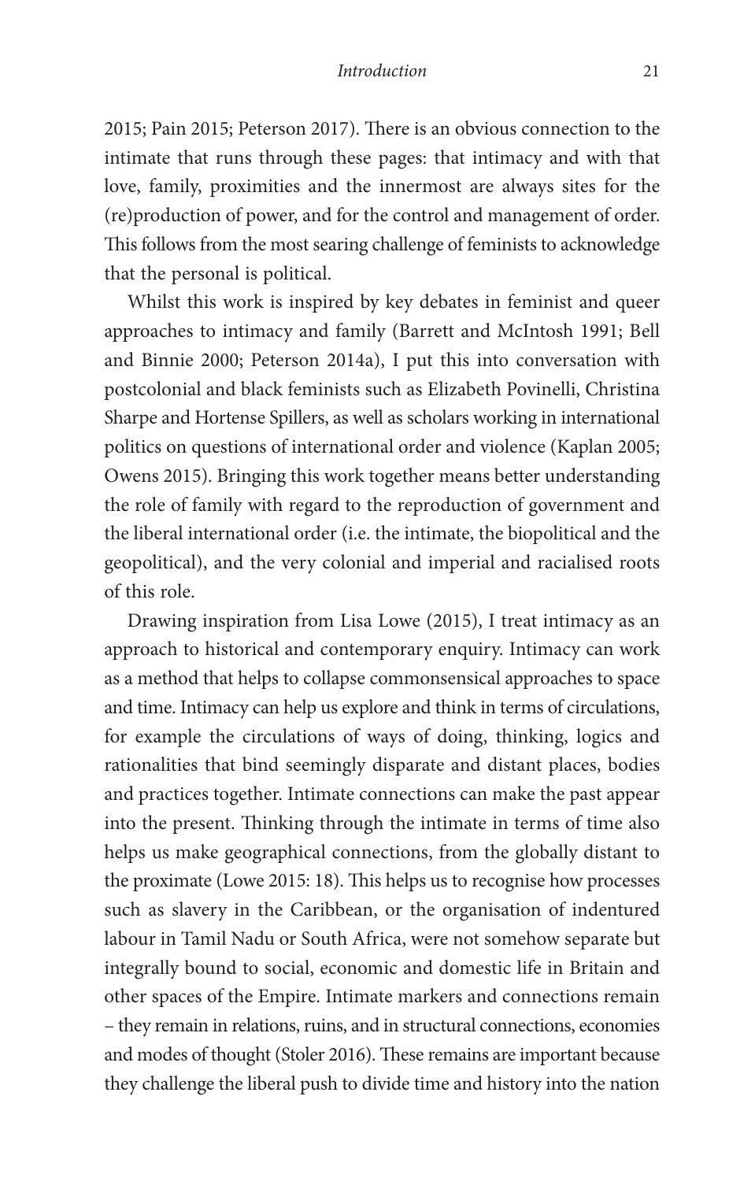2015; Pain 2015; Peterson 2017). There is an obvious connection to the intimate that runs through these pages: that intimacy and with that love, family, proximities and the innermost are always sites for the (re)production of power, and for the control and management of order. This follows from the most searing challenge of feminists to acknowledge that the personal is political.

Whilst this work is inspired by key debates in feminist and queer approaches to intimacy and family (Barrett and McIntosh 1991; Bell and Binnie 2000; Peterson 2014a), I put this into conversation with postcolonial and black feminists such as Elizabeth Povinelli, Christina Sharpe and Hortense Spillers, as well as scholars working in international politics on questions of international order and violence (Kaplan 2005; Owens 2015). Bringing this work together means better understanding the role of family with regard to the reproduction of government and the liberal international order (i.e. the intimate, the biopolitical and the geopolitical), and the very colonial and imperial and racialised roots of this role.

Drawing inspiration from Lisa Lowe (2015), I treat intimacy as an approach to historical and contemporary enquiry. Intimacy can work as a method that helps to collapse commonsensical approaches to space and time. Intimacy can help us explore and think in terms of circulations, for example the circulations of ways of doing, thinking, logics and rationalities that bind seemingly disparate and distant places, bodies and practices together. Intimate connections can make the past appear into the present. Thinking through the intimate in terms of time also helps us make geographical connections, from the globally distant to the proximate (Lowe 2015: 18). This helps us to recognise how processes such as slavery in the Caribbean, or the organisation of indentured labour in Tamil Nadu or South Africa, were not somehow separate but integrally bound to social, economic and domestic life in Britain and other spaces of the Empire. Intimate markers and connections remain – they remain in relations, ruins, and in structural connections, economies and modes of thought (Stoler 2016). These remains are important because they challenge the liberal push to divide time and history into the nation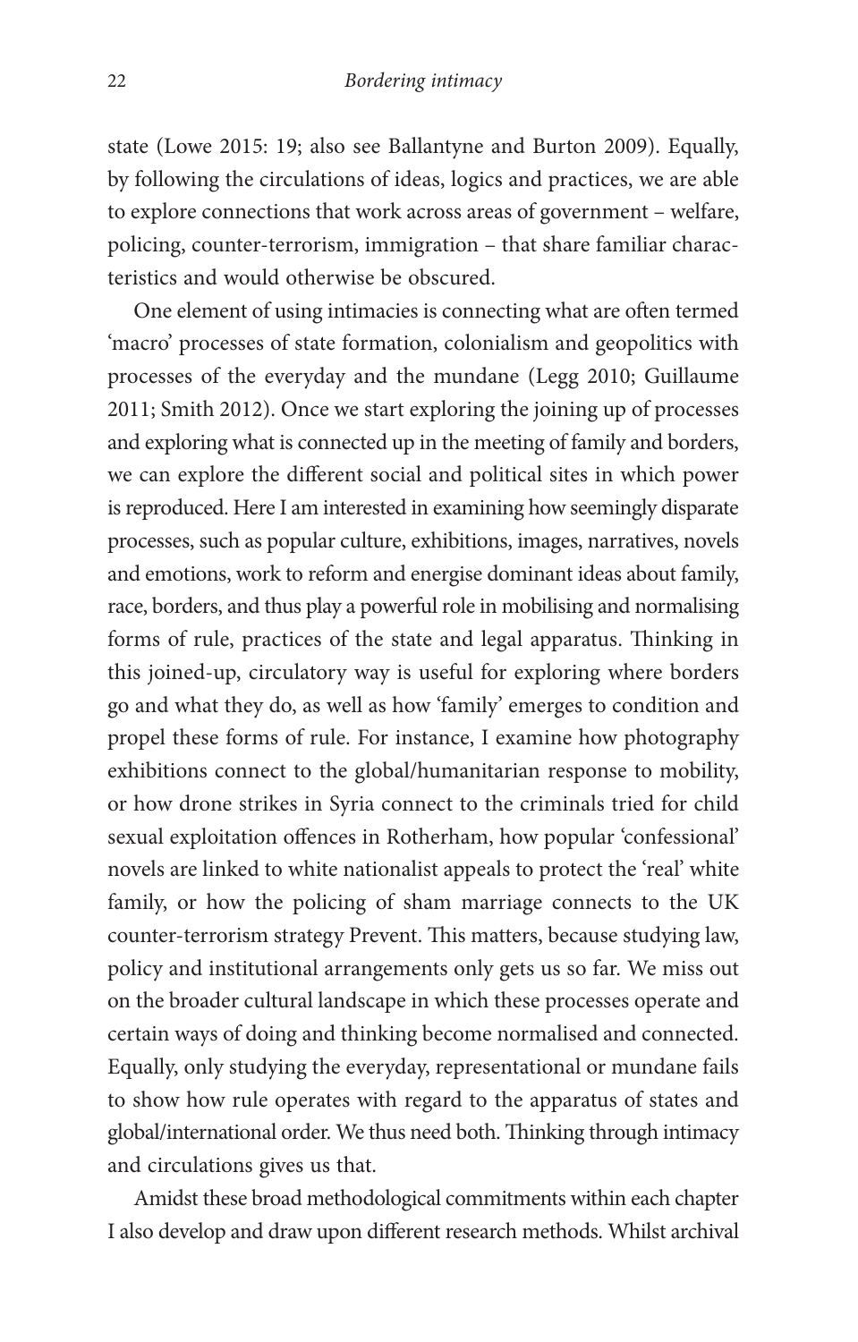state (Lowe 2015: 19; also see Ballantyne and Burton 2009). Equally, by following the circulations of ideas, logics and practices, we are able to explore connections that work across areas of government – welfare, policing, counter-terrorism, immigration – that share familiar characteristics and would otherwise be obscured.

One element of using intimacies is connecting what are often termed 'macro' processes of state formation, colonialism and geopolitics with processes of the everyday and the mundane (Legg 2010; Guillaume 2011; Smith 2012). Once we start exploring the joining up of processes and exploring what is connected up in the meeting of family and borders, we can explore the different social and political sites in which power is reproduced. Here I am interested in examining how seemingly disparate processes, such as popular culture, exhibitions, images, narratives, novels and emotions, work to reform and energise dominant ideas about family, race, borders, and thus play a powerful role in mobilising and normalising forms of rule, practices of the state and legal apparatus. Thinking in this joined-up, circulatory way is useful for exploring where borders go and what they do, as well as how 'family' emerges to condition and propel these forms of rule. For instance, I examine how photography exhibitions connect to the global/humanitarian response to mobility, or how drone strikes in Syria connect to the criminals tried for child sexual exploitation offences in Rotherham, how popular 'confessional' novels are linked to white nationalist appeals to protect the 'real' white family, or how the policing of sham marriage connects to the UK counter-terrorism strategy Prevent. This matters, because studying law, policy and institutional arrangements only gets us so far. We miss out on the broader cultural landscape in which these processes operate and certain ways of doing and thinking become normalised and connected. Equally, only studying the everyday, representational or mundane fails to show how rule operates with regard to the apparatus of states and global/international order. We thus need both. Thinking through intimacy and circulations gives us that.

Amidst these broad methodological commitments within each chapter I also develop and draw upon different research methods. Whilst archival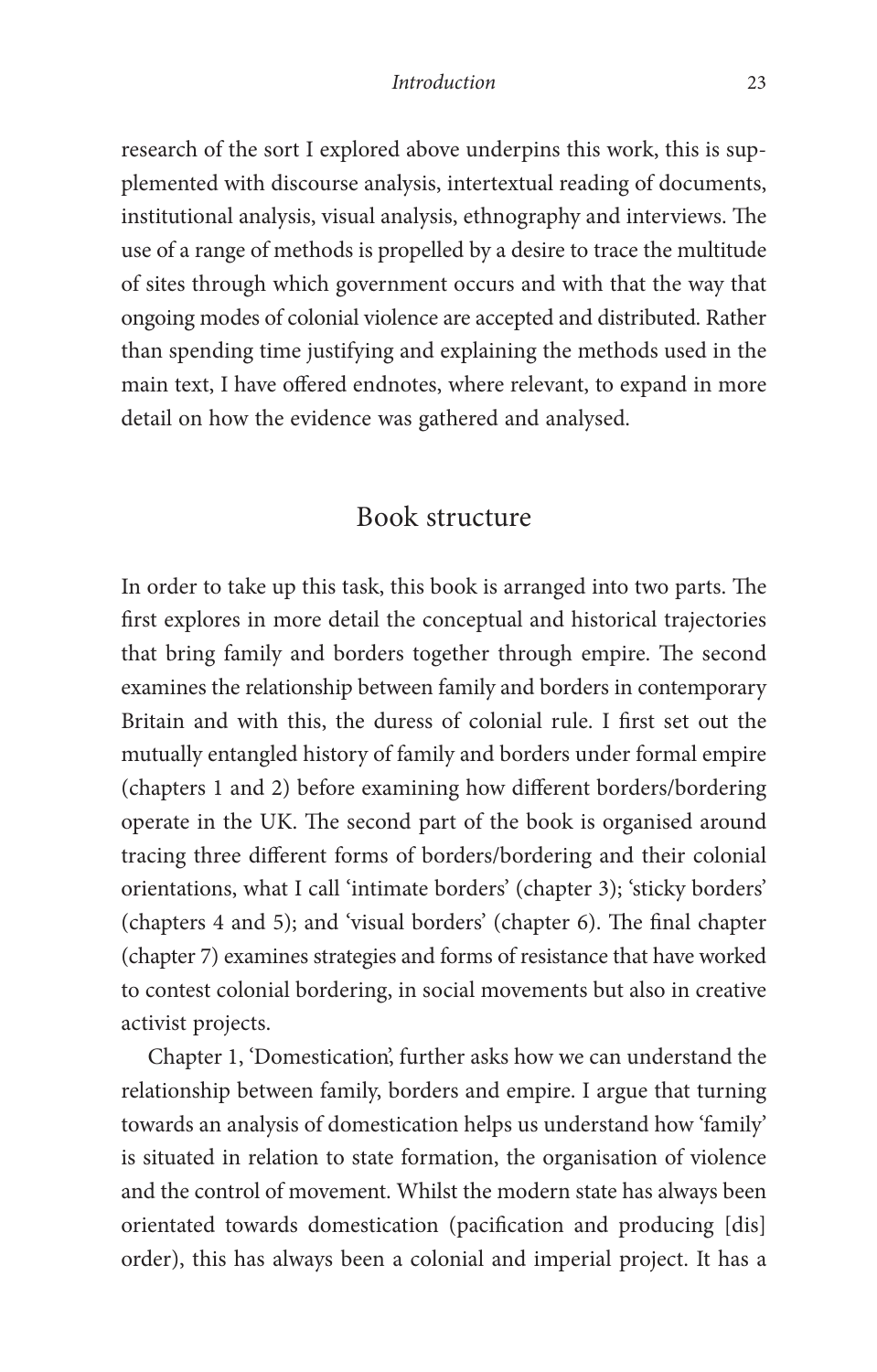research of the sort I explored above underpins this work, this is supplemented with discourse analysis, intertextual reading of documents, institutional analysis, visual analysis, ethnography and interviews. The use of a range of methods is propelled by a desire to trace the multitude of sites through which government occurs and with that the way that ongoing modes of colonial violence are accepted and distributed. Rather than spending time justifying and explaining the methods used in the main text, I have offered endnotes, where relevant, to expand in more detail on how the evidence was gathered and analysed.

## Book structure

In order to take up this task, this book is arranged into two parts. The first explores in more detail the conceptual and historical trajectories that bring family and borders together through empire. The second examines the relationship between family and borders in contemporary Britain and with this, the duress of colonial rule. I first set out the mutually entangled history of family and borders under formal empire (chapters 1 and 2) before examining how different borders/bordering operate in the UK. The second part of the book is organised around tracing three different forms of borders/bordering and their colonial orientations, what I call 'intimate borders' (chapter 3); 'sticky borders' (chapters 4 and 5); and 'visual borders' (chapter 6). The final chapter (chapter 7) examines strategies and forms of resistance that have worked to contest colonial bordering, in social movements but also in creative activist projects.

Chapter 1, 'Domestication', further asks how we can understand the relationship between family, borders and empire. I argue that turning towards an analysis of domestication helps us understand how 'family' is situated in relation to state formation, the organisation of violence and the control of movement. Whilst the modern state has always been orientated towards domestication (pacification and producing [dis]order), this has always been a colonial and imperial project. It has a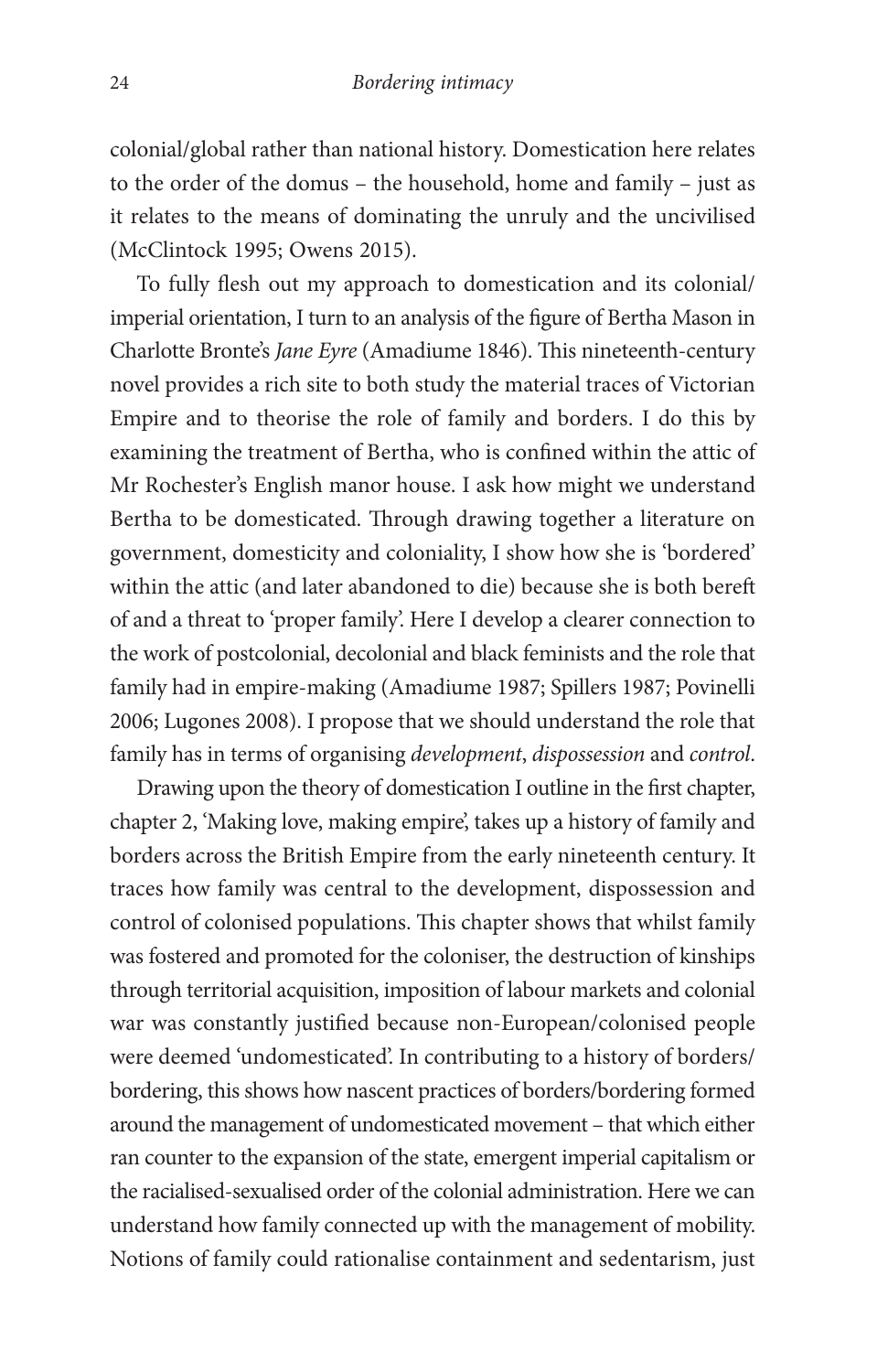colonial/global rather than national history. Domestication here relates to the order of the domus – the household, home and family – just as it relates to the means of dominating the unruly and the uncivilised (McClintock 1995; Owens 2015).

To fully flesh out my approach to domestication and its colonial/imperial orientation, I turn to an analysis of the figure of Bertha Mason in Charlotte Bronte's *Jane Eyre* (Amadiume 1846). This nineteenth-century novel provides a rich site to both study the material traces of Victorian Empire and to theorise the role of family and borders. I do this by examining the treatment of Bertha, who is confined within the attic of Mr Rochester's English manor house. I ask how might we understand Bertha to be domesticated. Through drawing together a literature on government, domesticity and coloniality, I show how she is 'bordered' within the attic (and later abandoned to die) because she is both bereft of and a threat to 'proper family'. Here I develop a clearer connection to the work of postcolonial, decolonial and black feminists and the role that family had in empire-making (Amadiume 1987; Spillers 1987; Povinelli 2006; Lugones 2008). I propose that we should understand the role that family has in terms of organising *development*, *dispossession* and *control*.

Drawing upon the theory of domestication I outline in the first chapter, chapter 2, 'Making love, making empire', takes up a history of family and borders across the British Empire from the early nineteenth century. It traces how family was central to the development, dispossession and control of colonised populations. This chapter shows that whilst family was fostered and promoted for the coloniser, the destruction of kinships through territorial acquisition, imposition of labour markets and colonial war was constantly justified because non-European/colonised people were deemed 'undomesticated'. In contributing to a history of borders/bordering, this shows how nascent practices of borders/bordering formed around the management of undomesticated movement – that which either ran counter to the expansion of the state, emergent imperial capitalism or the racialised-sexualised order of the colonial administration. Here we can understand how family connected up with the management of mobility. Notions of family could rationalise containment and sedentarism, just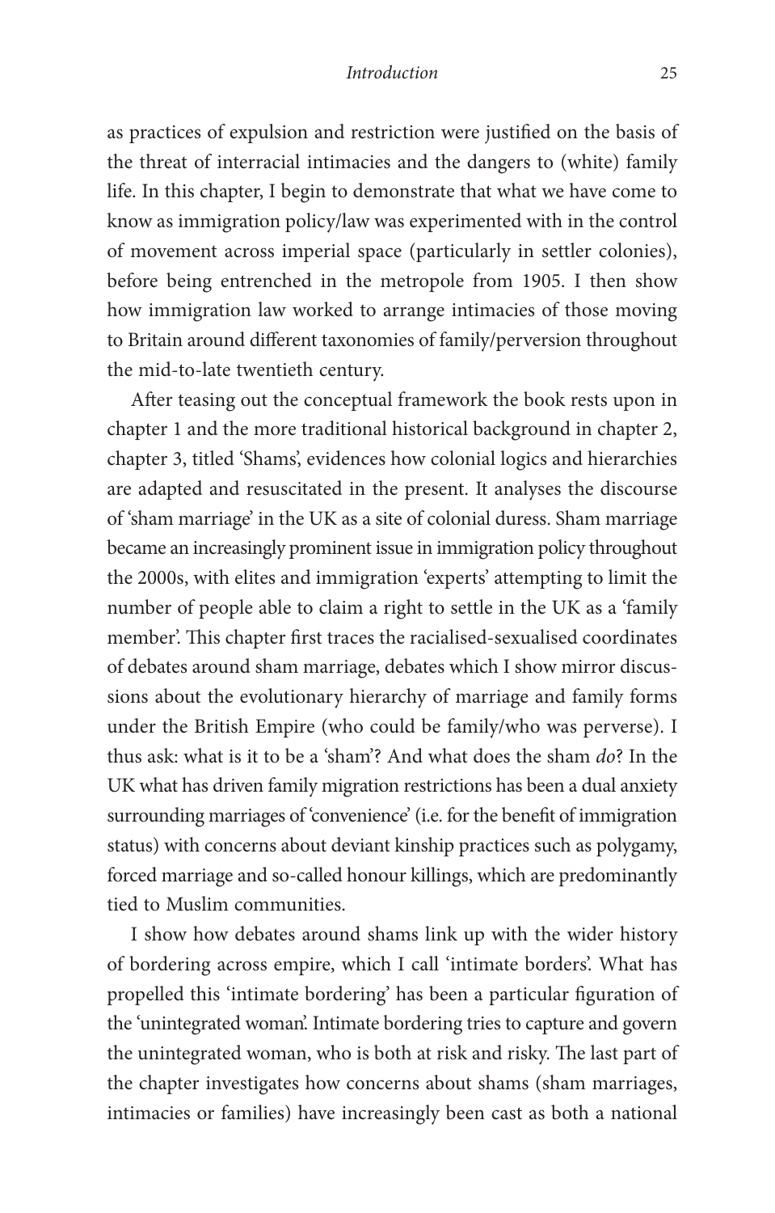as practices of expulsion and restriction were justified on the basis of the threat of interracial intimacies and the dangers to (white) family life. In this chapter, I begin to demonstrate that what we have come to know as immigration policy/law was experimented with in the control of movement across imperial space (particularly in settler colonies), before being entrenched in the metropole from 1905. I then show how immigration law worked to arrange intimacies of those moving to Britain around different taxonomies of family/perversion throughout the mid-to-late twentieth century.

After teasing out the conceptual framework the book rests upon in chapter 1 and the more traditional historical background in chapter 2, chapter 3, titled 'Shams', evidences how colonial logics and hierarchies are adapted and resuscitated in the present. It analyses the discourse of 'sham marriage' in the UK as a site of colonial duress. Sham marriage became an increasingly prominent issue in immigration policy throughout the 2000s, with elites and immigration 'experts' attempting to limit the number of people able to claim a right to settle in the UK as a 'family member'. This chapter first traces the racialised-sexualised coordinates of debates around sham marriage, debates which I show mirror discussions about the evolutionary hierarchy of marriage and family forms under the British Empire (who could be family/who was perverse). I thus ask: what is it to be a 'sham'? And what does the sham *do*? In the UK what has driven family migration restrictions has been a dual anxiety surrounding marriages of 'convenience' (i.e. for the benefit of immigration status) with concerns about deviant kinship practices such as polygamy, forced marriage and so-called honour killings, which are predominantly tied to Muslim communities.

I show how debates around shams link up with the wider history of bordering across empire, which I call 'intimate borders'. What has propelled this 'intimate bordering' has been a particular figuration of the 'unintegrated woman'. Intimate bordering tries to capture and govern the unintegrated woman, who is both at risk and risky. The last part of the chapter investigates how concerns about shams (sham marriages, intimacies or families) have increasingly been cast as both a national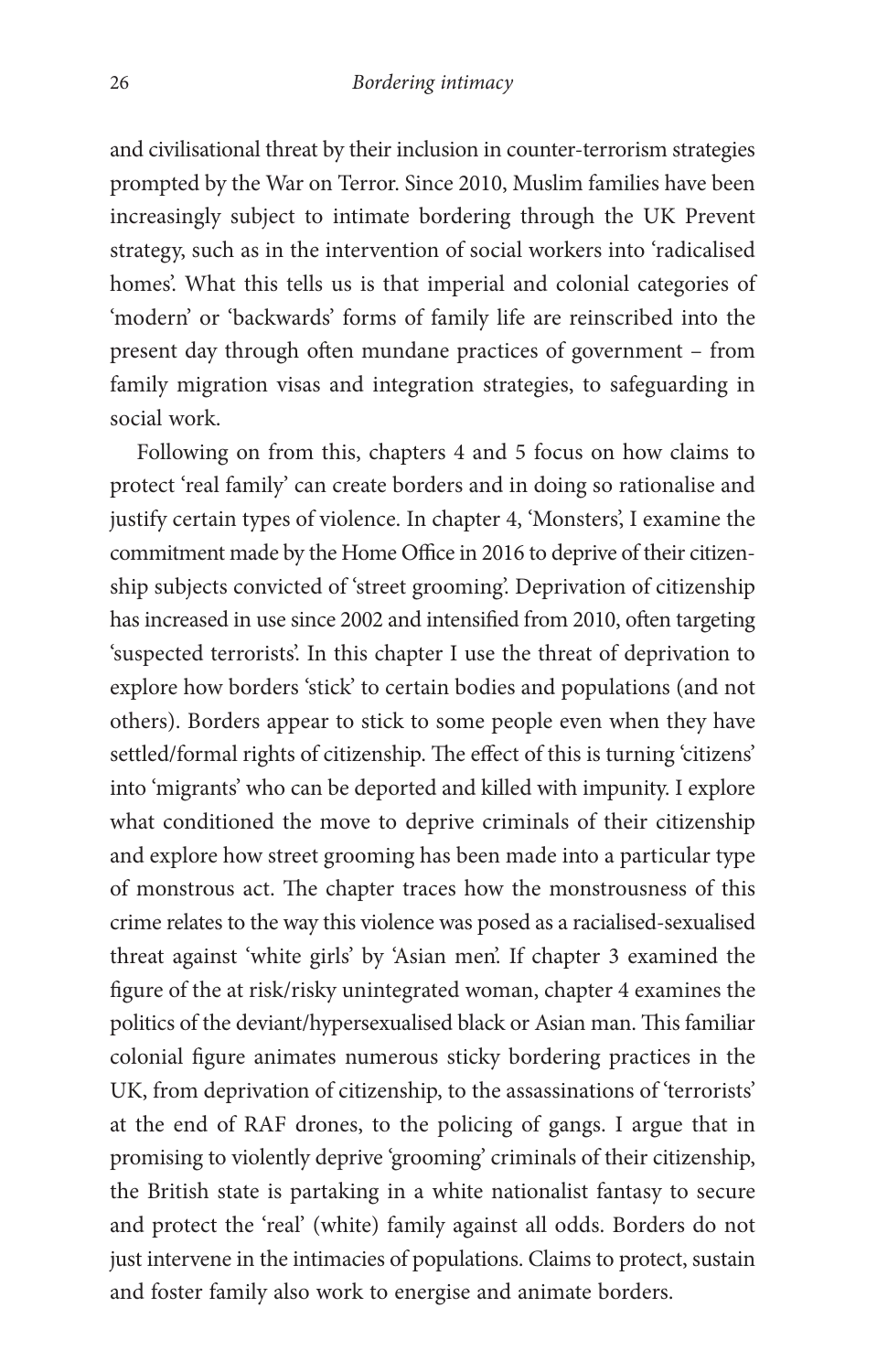and civilisational threat by their inclusion in counter-terrorism strategies prompted by the War on Terror. Since 2010, Muslim families have been increasingly subject to intimate bordering through the UK Prevent strategy, such as in the intervention of social workers into 'radicalised homes'. What this tells us is that imperial and colonial categories of 'modern' or 'backwards' forms of family life are reinscribed into the present day through often mundane practices of government – from family migration visas and integration strategies, to safeguarding in social work.

Following on from this, chapters 4 and 5 focus on how claims to protect 'real family' can create borders and in doing so rationalise and justify certain types of violence. In chapter 4, 'Monsters', I examine the commitment made by the Home Office in 2016 to deprive of their citizenship subjects convicted of 'street grooming'. Deprivation of citizenship has increased in use since 2002 and intensified from 2010, often targeting 'suspected terrorists'. In this chapter I use the threat of deprivation to explore how borders 'stick' to certain bodies and populations (and not others). Borders appear to stick to some people even when they have settled/formal rights of citizenship. The effect of this is turning 'citizens' into 'migrants' who can be deported and killed with impunity. I explore what conditioned the move to deprive criminals of their citizenship and explore how street grooming has been made into a particular type of monstrous act. The chapter traces how the monstrousness of this crime relates to the way this violence was posed as a racialised-sexualised threat against 'white girls' by 'Asian men'. If chapter 3 examined the figure of the at risk/risky unintegrated woman, chapter 4 examines the politics of the deviant/hypersexualised black or Asian man. This familiar colonial figure animates numerous sticky bordering practices in the UK, from deprivation of citizenship, to the assassinations of 'terrorists' at the end of RAF drones, to the policing of gangs. I argue that in promising to violently deprive 'grooming' criminals of their citizenship, the British state is partaking in a white nationalist fantasy to secure and protect the 'real' (white) family against all odds. Borders do not just intervene in the intimacies of populations. Claims to protect, sustain and foster family also work to energise and animate borders.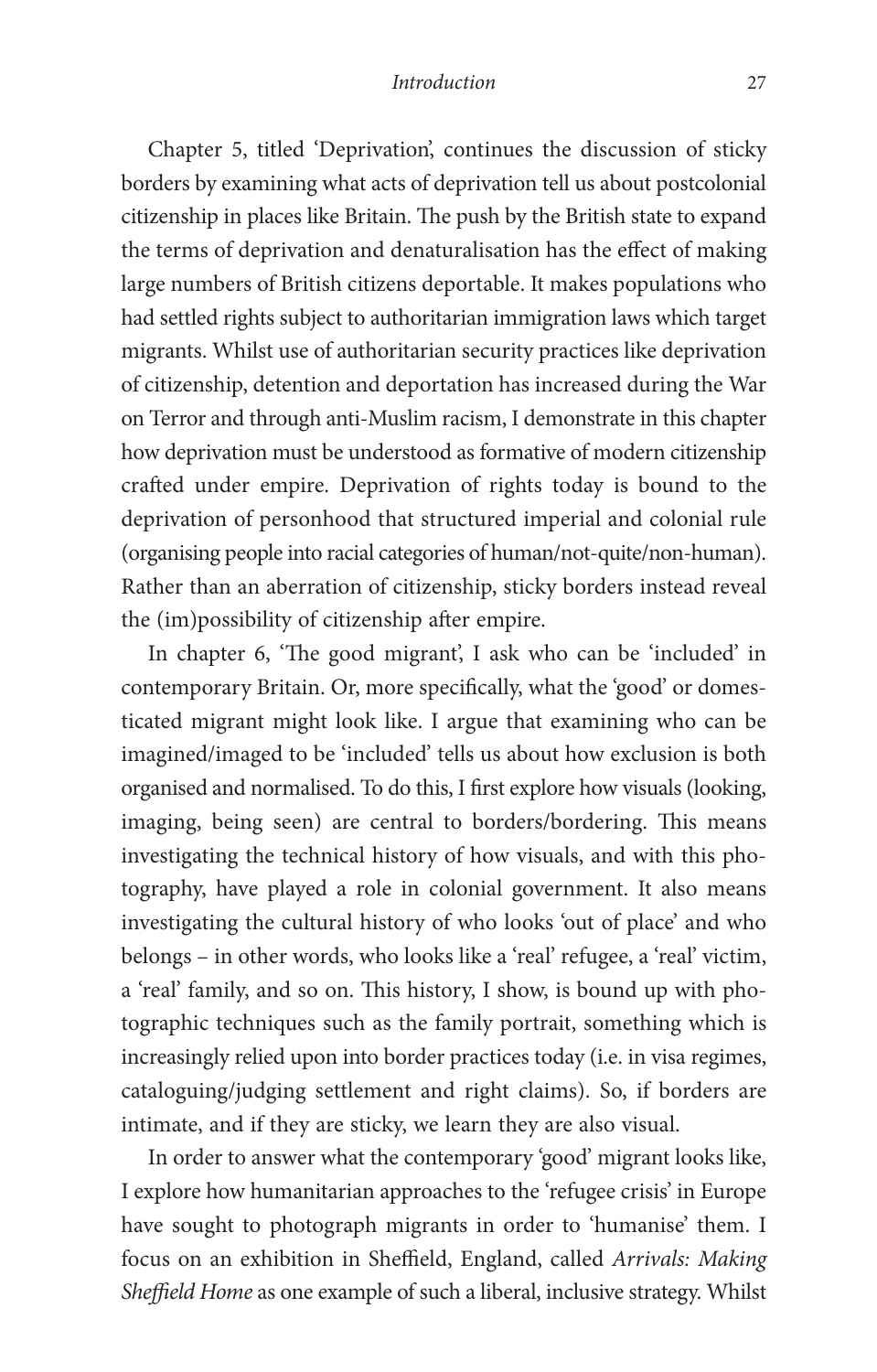Chapter 5, titled 'Deprivation', continues the discussion of sticky borders by examining what acts of deprivation tell us about postcolonial citizenship in places like Britain. The push by the British state to expand the terms of deprivation and denaturalisation has the effect of making large numbers of British citizens deportable. It makes populations who had settled rights subject to authoritarian immigration laws which target migrants. Whilst use of authoritarian security practices like deprivation of citizenship, detention and deportation has increased during the War on Terror and through anti-Muslim racism, I demonstrate in this chapter how deprivation must be understood as formative of modern citizenship crafted under empire. Deprivation of rights today is bound to the deprivation of personhood that structured imperial and colonial rule (organising people into racial categories of human/not-quite/non-human). Rather than an aberration of citizenship, sticky borders instead reveal the (im)possibility of citizenship after empire.

In chapter 6, 'The good migrant', I ask who can be 'included' in contemporary Britain. Or, more specifically, what the 'good' or domesticated migrant might look like. I argue that examining who can be imagined/imaged to be 'included' tells us about how exclusion is both organised and normalised. To do this, I first explore how visuals (looking, imaging, being seen) are central to borders/bordering. This means investigating the technical history of how visuals, and with this photography, have played a role in colonial government. It also means investigating the cultural history of who looks 'out of place' and who belongs – in other words, who looks like a 'real' refugee, a 'real' victim, a 'real' family, and so on. This history, I show, is bound up with photographic techniques such as the family portrait, something which is increasingly relied upon into border practices today (i.e. in visa regimes, cataloguing/judging settlement and right claims). So, if borders are intimate, and if they are sticky, we learn they are also visual.

In order to answer what the contemporary 'good' migrant looks like, I explore how humanitarian approaches to the 'refugee crisis' in Europe have sought to photograph migrants in order to 'humanise' them. I focus on an exhibition in Sheffield, England, called *Arrivals: Making Sheffield Home* as one example of such a liberal, inclusive strategy. Whilst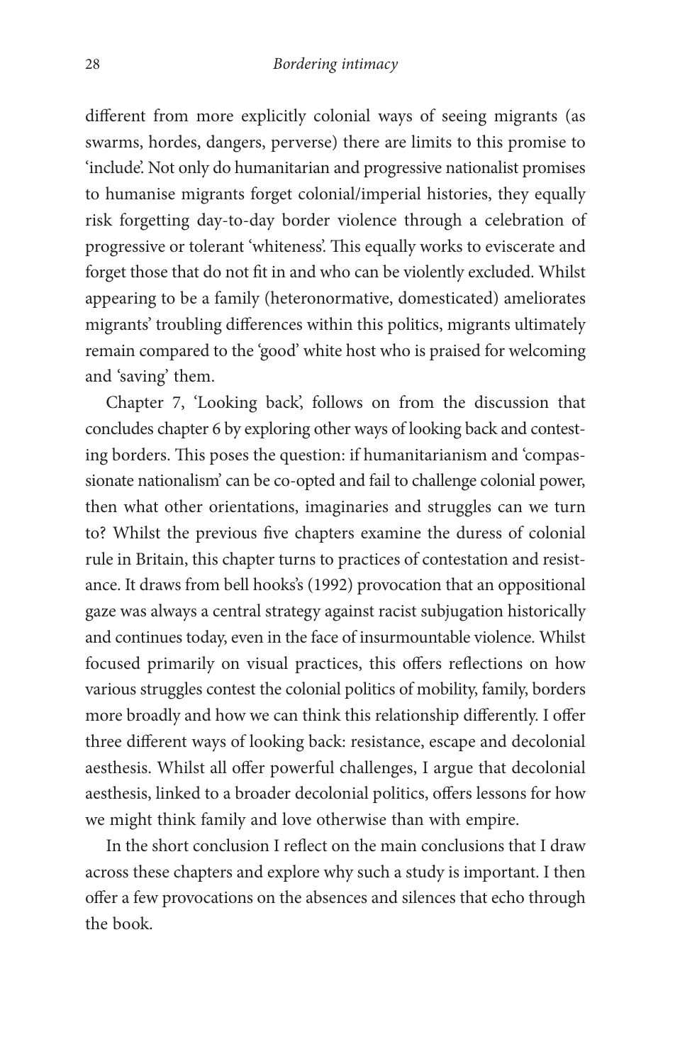different from more explicitly colonial ways of seeing migrants (as swarms, hordes, dangers, perverse) there are limits to this promise to 'include'. Not only do humanitarian and progressive nationalist promises to humanise migrants forget colonial/imperial histories, they equally risk forgetting day-to-day border violence through a celebration of progressive or tolerant 'whiteness'. This equally works to eviscerate and forget those that do not fit in and who can be violently excluded. Whilst appearing to be a family (heteronormative, domesticated) ameliorates migrants' troubling differences within this politics, migrants ultimately remain compared to the 'good' white host who is praised for welcoming and 'saving' them.

Chapter 7, 'Looking back', follows on from the discussion that concludes chapter 6 by exploring other ways of looking back and contesting borders. This poses the question: if humanitarianism and 'compassionate nationalism' can be co-opted and fail to challenge colonial power, then what other orientations, imaginaries and struggles can we turn to? Whilst the previous five chapters examine the duress of colonial rule in Britain, this chapter turns to practices of contestation and resistance. It draws from bell hooks's (1992) provocation that an oppositional gaze was always a central strategy against racist subjugation historically and continues today, even in the face of insurmountable violence. Whilst focused primarily on visual practices, this offers reflections on how various struggles contest the colonial politics of mobility, family, borders more broadly and how we can think this relationship differently. I offer three different ways of looking back: resistance, escape and decolonial aesthesis. Whilst all offer powerful challenges, I argue that decolonial aesthesis, linked to a broader decolonial politics, offers lessons for how we might think family and love otherwise than with empire.

In the short conclusion I reflect on the main conclusions that I draw across these chapters and explore why such a study is important. I then offer a few provocations on the absences and silences that echo through the book.